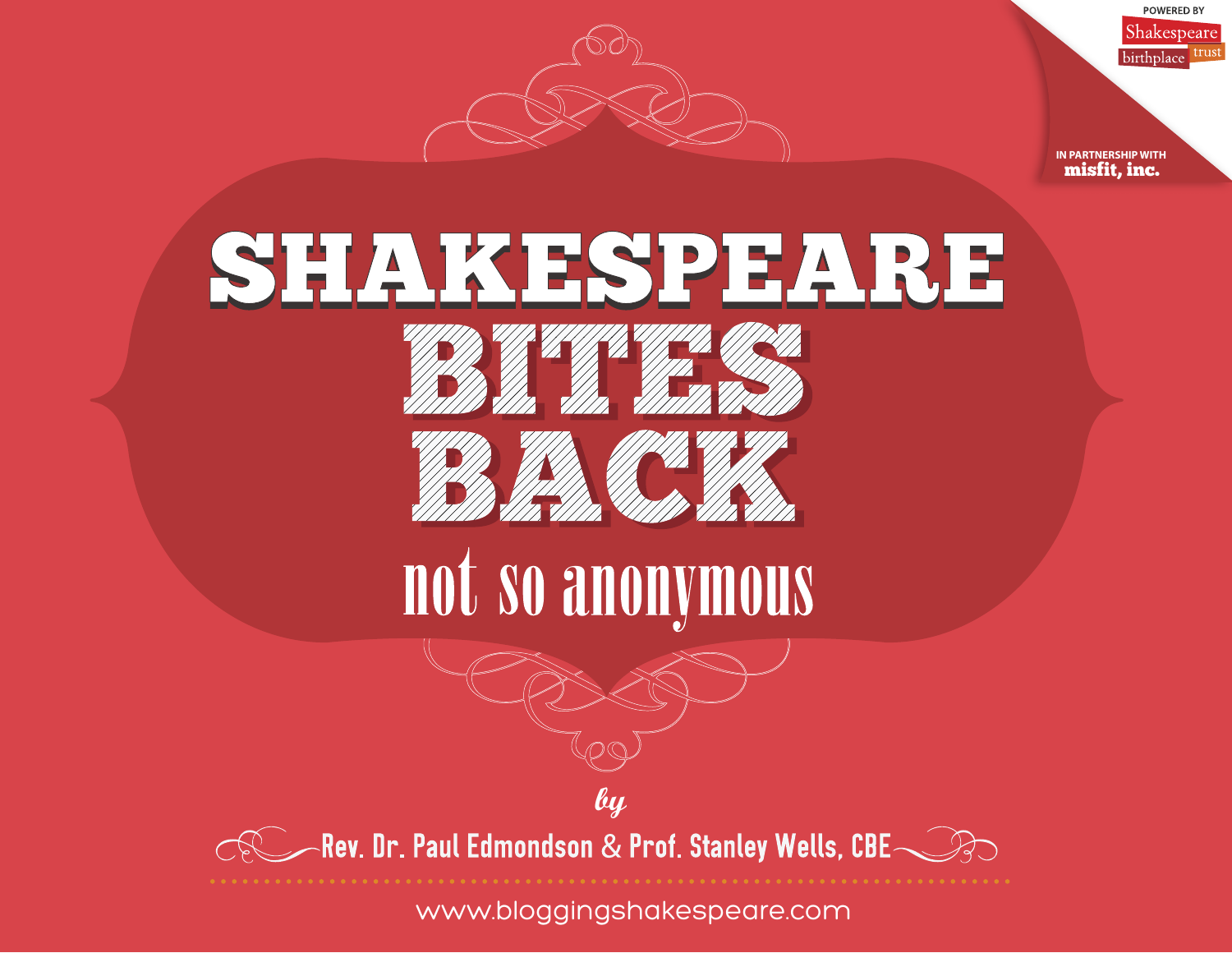POWERED BY Shakespeare birthplace trust

IN PARTNERSHIP WITH **misfit, inc.**

# SHAKESPEARE BITES BACK

## not so anonymous

*by*

Rev. Dr. Paul Edmondson & Prof. Stanley Wells, CBE

www.bloggingshakespeare.com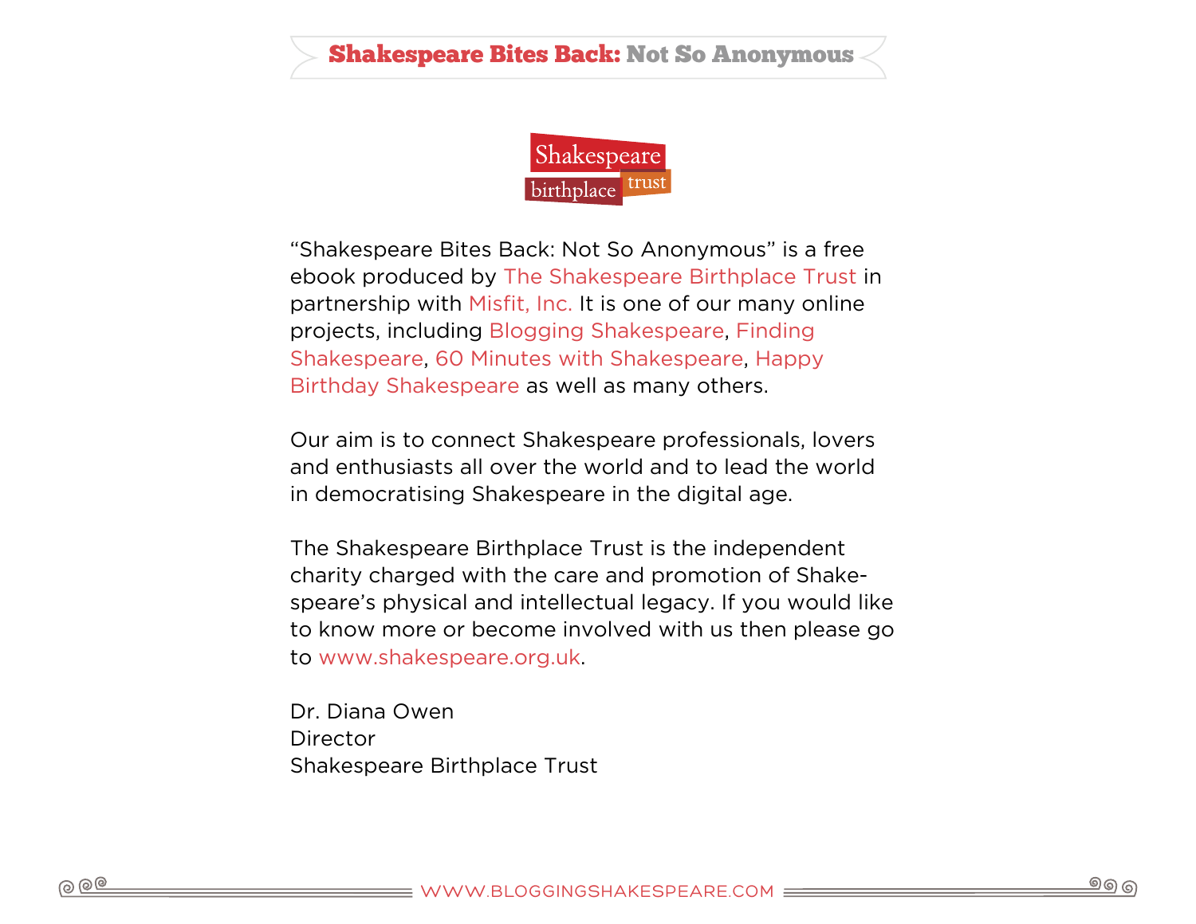"Shakespeare Bites Back: Not So Anonymous" is a free ebook produced by The Shakespeare Birthplace Trust in partnership with Misfit, Inc. It is one of our many online projects, including Blogging Shakespeare, Finding Shakespeare, 60 Minutes with Shakespeare, Happy Birthday Shakespeare as well as many others.

Our aim is to connect Shakespeare professionals, lovers and enthusiasts all over the world and to lead the world in democratising Shakespeare in the digital age.

The Shakespeare Birthplace Trust is the independent charity charged with the care and promotion of Shakespeare's physical and intellectual legacy. If you would like to know more or become involved with us then please go to www.shakespeare.org.uk.

Dr. Diana Owen
Director
Shakespeare Birthplace Trust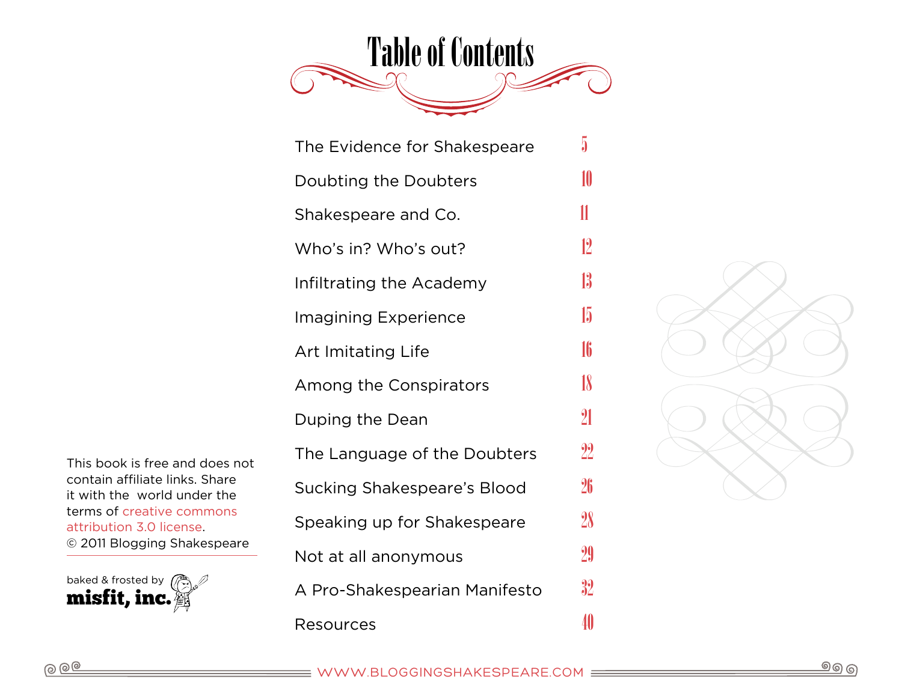# Table of Contents

| | |
|---|---|
| The Evidence for Shakespeare | 5 |
| Doubting the Doubters | 10 |
| Shakespeare and Co. | 11 |
| Who's in? Who's out? | 12 |
| Infiltrating the Academy | 13 |
| Imagining Experience | 15 |
| Art Imitating Life | 16 |
| Among the Conspirators | 18 |
| Duping the Dean | 21 |
| The Language of the Doubters | 22 |
| Sucking Shakespeare's Blood | 26 |
| Speaking up for Shakespeare | 28 |
| Not at all anonymous | 29 |
| A Pro-Shakespearian Manifesto | 32 |
| Resources | 40 |

This book is free and does not contain affiliate links. Share it with the world under the terms of creative commons attribution 3.0 license.
© 2011 Blogging Shakespeare

baked & frosted by
**misfit, inc.**

WWW.BLOGGINGSHAKESPEARE.COM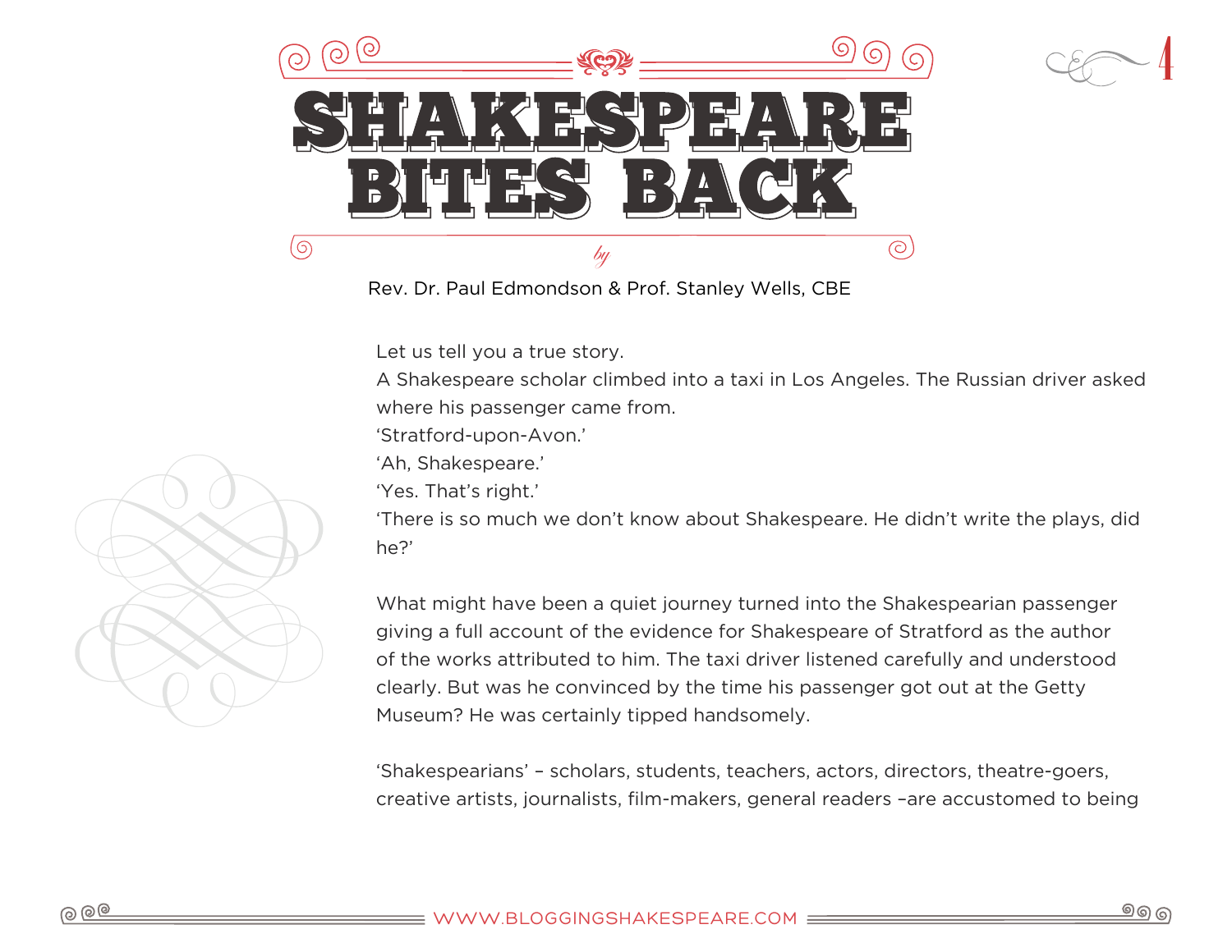# SHAKESPEARE BITES BACK

*by*

Rev. Dr. Paul Edmondson & Prof. Stanley Wells, CBE

Let us tell you a true story.
A Shakespeare scholar climbed into a taxi in Los Angeles. The Russian driver asked where his passenger came from.
'Stratford-upon-Avon.'
'Ah, Shakespeare.'
'Yes. That's right.'
'There is so much we don't know about Shakespeare. He didn't write the plays, did he?'

What might have been a quiet journey turned into the Shakespearian passenger giving a full account of the evidence for Shakespeare of Stratford as the author of the works attributed to him. The taxi driver listened carefully and understood clearly. But was he convinced by the time his passenger got out at the Getty Museum? He was certainly tipped handsomely.

'Shakespearians' – scholars, students, teachers, actors, directors, theatre-goers, creative artists, journalists, film-makers, general readers –are accustomed to being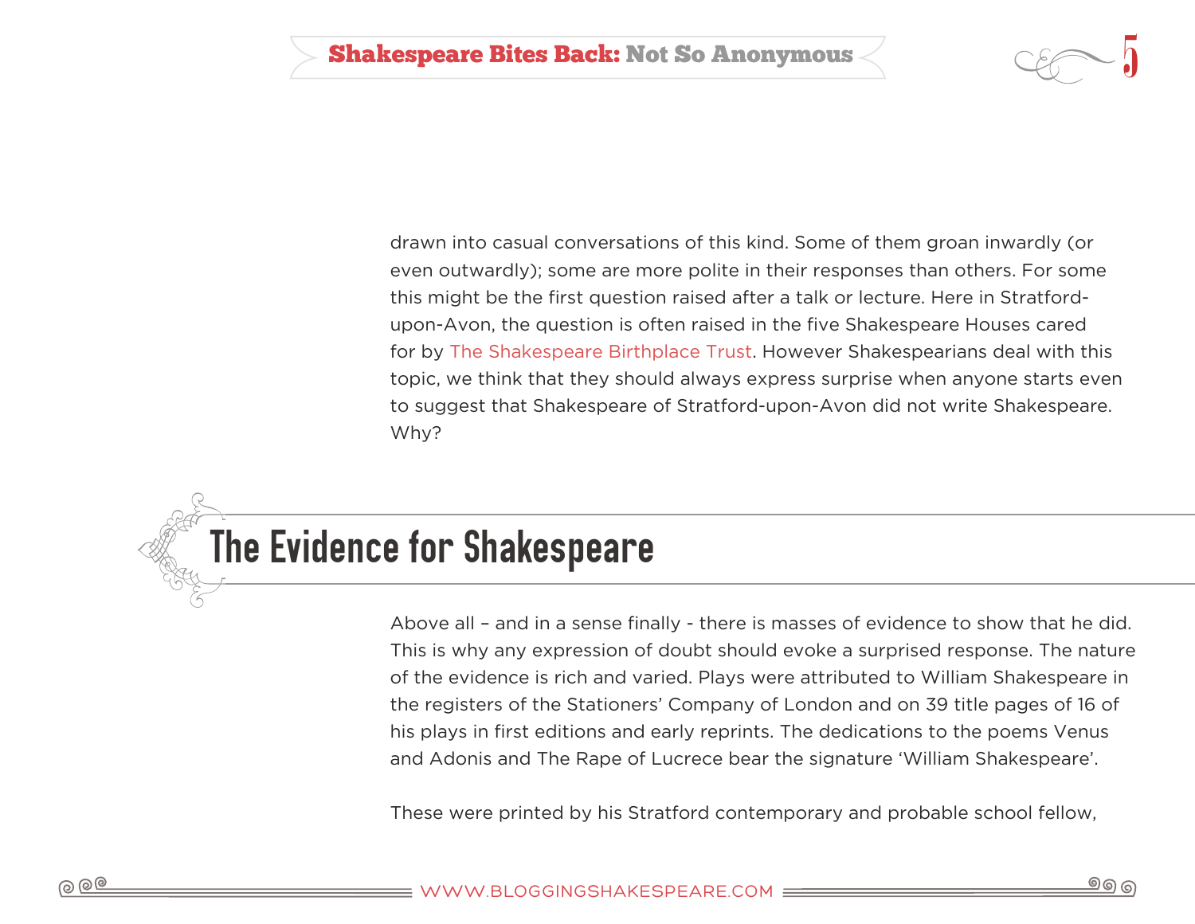drawn into casual conversations of this kind. Some of them groan inwardly (or even outwardly); some are more polite in their responses than others. For some this might be the first question raised after a talk or lecture. Here in Stratford-upon-Avon, the question is often raised in the five Shakespeare Houses cared for by The Shakespeare Birthplace Trust. However Shakespearians deal with this topic, we think that they should always express surprise when anyone starts even to suggest that Shakespeare of Stratford-upon-Avon did not write Shakespeare. Why?

## The Evidence for Shakespeare

Above all – and in a sense finally - there is masses of evidence to show that he did. This is why any expression of doubt should evoke a surprised response. The nature of the evidence is rich and varied. Plays were attributed to William Shakespeare in the registers of the Stationers' Company of London and on 39 title pages of 16 of his plays in first editions and early reprints. The dedications to the poems Venus and Adonis and The Rape of Lucrece bear the signature 'William Shakespeare'.

These were printed by his Stratford contemporary and probable school fellow,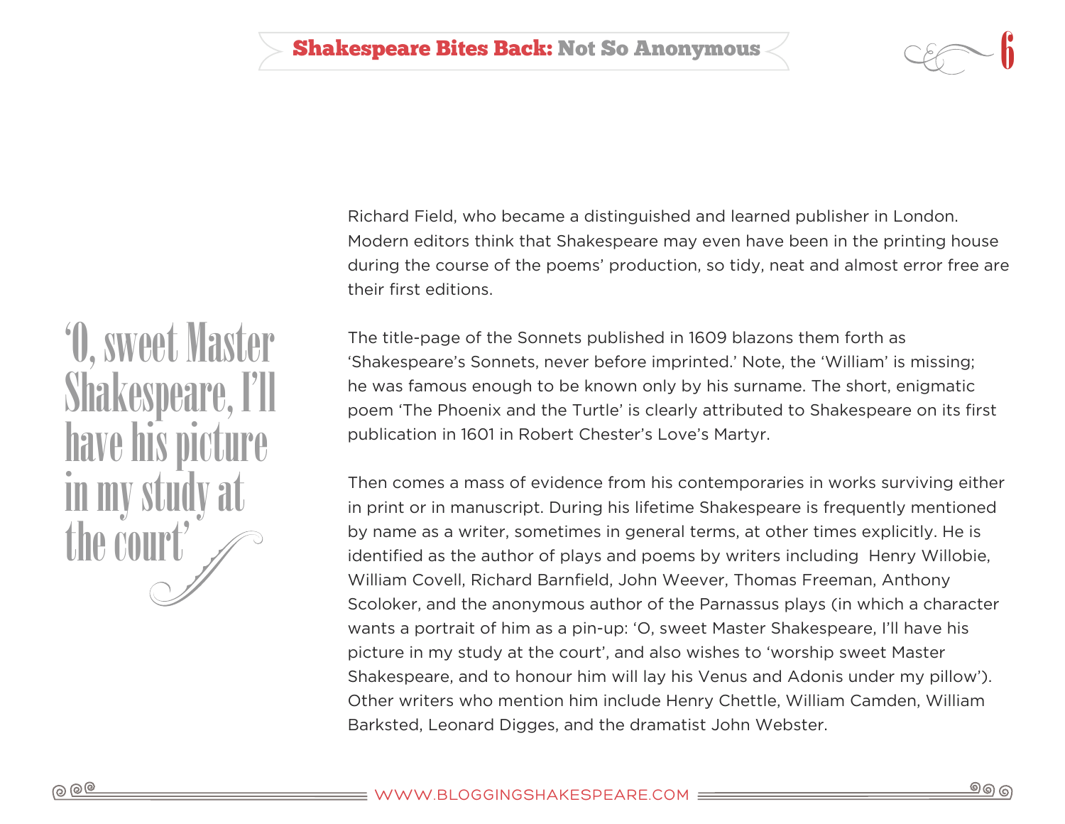> ‘O, sweet Master Shakespeare, I’ll have his picture in my study at the court’

Richard Field, who became a distinguished and learned publisher in London. Modern editors think that Shakespeare may even have been in the printing house during the course of the poems’ production, so tidy, neat and almost error free are their first editions.

The title-page of the Sonnets published in 1609 blazons them forth as ‘Shakespeare’s Sonnets, never before imprinted.’ Note, the ‘William’ is missing; he was famous enough to be known only by his surname. The short, enigmatic poem ‘The Phoenix and the Turtle’ is clearly attributed to Shakespeare on its first publication in 1601 in Robert Chester’s Love’s Martyr.

Then comes a mass of evidence from his contemporaries in works surviving either in print or in manuscript. During his lifetime Shakespeare is frequently mentioned by name as a writer, sometimes in general terms, at other times explicitly. He is identified as the author of plays and poems by writers including Henry Willobie, William Covell, Richard Barnfield, John Weever, Thomas Freeman, Anthony Scoloker, and the anonymous author of the Parnassus plays (in which a character wants a portrait of him as a pin-up: ‘O, sweet Master Shakespeare, I’ll have his picture in my study at the court’, and also wishes to ‘worship sweet Master Shakespeare, and to honour him will lay his Venus and Adonis under my pillow’). Other writers who mention him include Henry Chettle, William Camden, William Barksted, Leonard Digges, and the dramatist John Webster.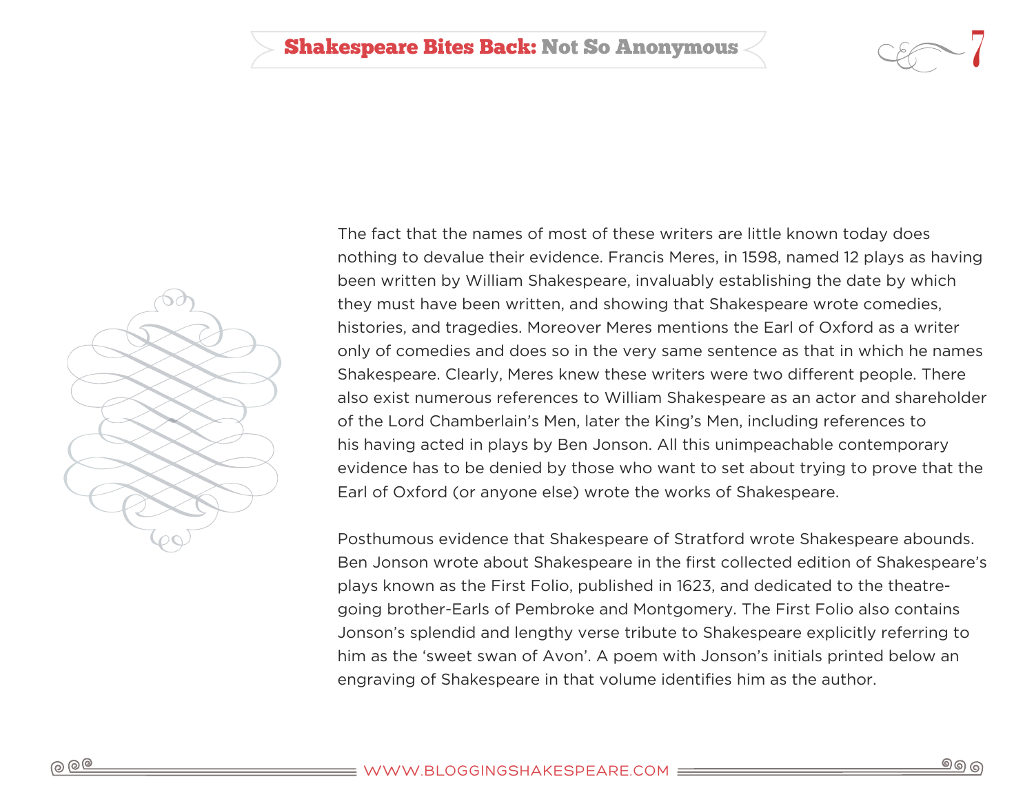The fact that the names of most of these writers are little known today does nothing to devalue their evidence. Francis Meres, in 1598, named 12 plays as having been written by William Shakespeare, invaluably establishing the date by which they must have been written, and showing that Shakespeare wrote comedies, histories, and tragedies. Moreover Meres mentions the Earl of Oxford as a writer only of comedies and does so in the very same sentence as that in which he names Shakespeare. Clearly, Meres knew these writers were two different people. There also exist numerous references to William Shakespeare as an actor and shareholder of the Lord Chamberlain's Men, later the King's Men, including references to his having acted in plays by Ben Jonson. All this unimpeachable contemporary evidence has to be denied by those who want to set about trying to prove that the Earl of Oxford (or anyone else) wrote the works of Shakespeare.

Posthumous evidence that Shakespeare of Stratford wrote Shakespeare abounds. Ben Jonson wrote about Shakespeare in the first collected edition of Shakespeare's plays known as the First Folio, published in 1623, and dedicated to the theatre-going brother-Earls of Pembroke and Montgomery. The First Folio also contains Jonson's splendid and lengthy verse tribute to Shakespeare explicitly referring to him as the 'sweet swan of Avon'. A poem with Jonson's initials printed below an engraving of Shakespeare in that volume identifies him as the author.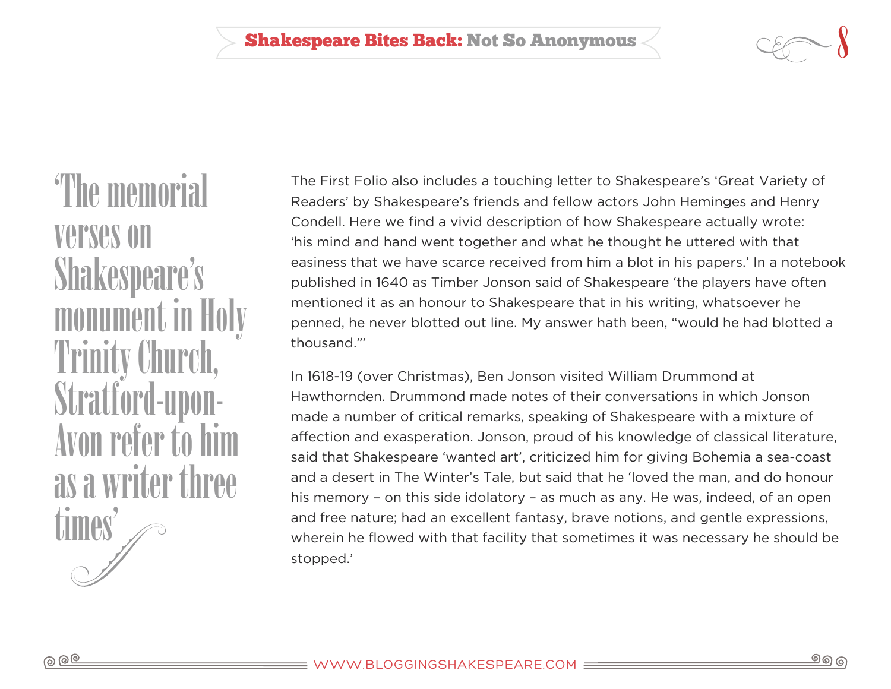> ‘The memorial verses on Shakespeare’s monument in Holy Trinity Church, Stratford-upon-Avon refer to him as a writer three times’

The First Folio also includes a touching letter to Shakespeare’s ‘Great Variety of Readers’ by Shakespeare’s friends and fellow actors John Heminges and Henry Condell. Here we find a vivid description of how Shakespeare actually wrote: ‘his mind and hand went together and what he thought he uttered with that easiness that we have scarce received from him a blot in his papers.’ In a notebook published in 1640 as Timber Jonson said of Shakespeare ‘the players have often mentioned it as an honour to Shakespeare that in his writing, whatsoever he penned, he never blotted out line. My answer hath been, “would he had blotted a thousand.”’

In 1618-19 (over Christmas), Ben Jonson visited William Drummond at Hawthornden. Drummond made notes of their conversations in which Jonson made a number of critical remarks, speaking of Shakespeare with a mixture of affection and exasperation. Jonson, proud of his knowledge of classical literature, said that Shakespeare ‘wanted art’, criticized him for giving Bohemia a sea-coast and a desert in The Winter’s Tale, but said that he ‘loved the man, and do honour his memory – on this side idolatory – as much as any. He was, indeed, of an open and free nature; had an excellent fantasy, brave notions, and gentle expressions, wherein he flowed with that facility that sometimes it was necessary he should be stopped.’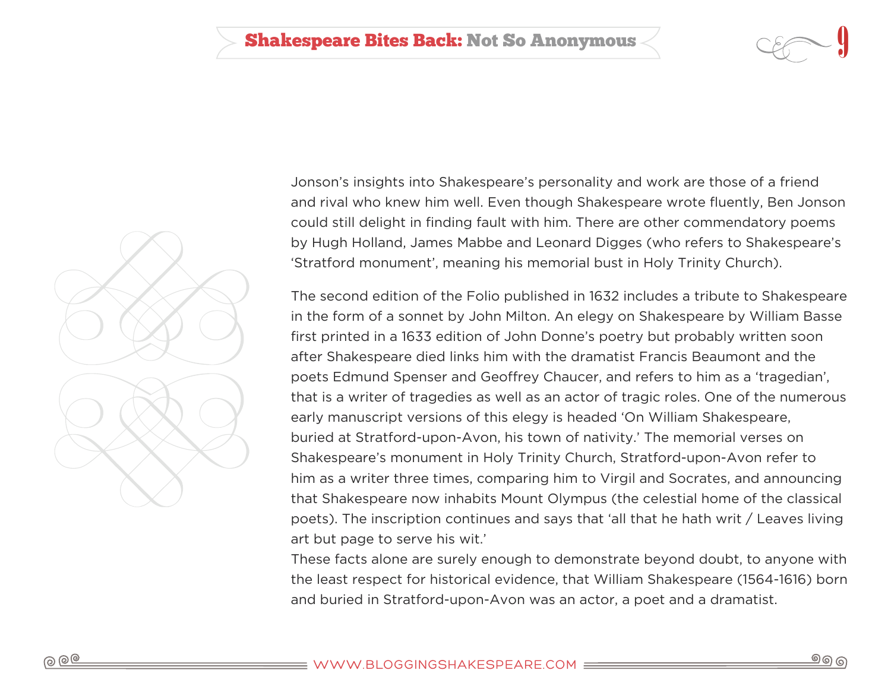Jonson's insights into Shakespeare's personality and work are those of a friend and rival who knew him well. Even though Shakespeare wrote fluently, Ben Jonson could still delight in finding fault with him. There are other commendatory poems by Hugh Holland, James Mabbe and Leonard Digges (who refers to Shakespeare's 'Stratford monument', meaning his memorial bust in Holy Trinity Church).

The second edition of the Folio published in 1632 includes a tribute to Shakespeare in the form of a sonnet by John Milton. An elegy on Shakespeare by William Basse first printed in a 1633 edition of John Donne's poetry but probably written soon after Shakespeare died links him with the dramatist Francis Beaumont and the poets Edmund Spenser and Geoffrey Chaucer, and refers to him as a 'tragedian', that is a writer of tragedies as well as an actor of tragic roles. One of the numerous early manuscript versions of this elegy is headed 'On William Shakespeare, buried at Stratford-upon-Avon, his town of nativity.' The memorial verses on Shakespeare's monument in Holy Trinity Church, Stratford-upon-Avon refer to him as a writer three times, comparing him to Virgil and Socrates, and announcing that Shakespeare now inhabits Mount Olympus (the celestial home of the classical poets). The inscription continues and says that 'all that he hath writ / Leaves living art but page to serve his wit.'

These facts alone are surely enough to demonstrate beyond doubt, to anyone with the least respect for historical evidence, that William Shakespeare (1564-1616) born and buried in Stratford-upon-Avon was an actor, a poet and a dramatist.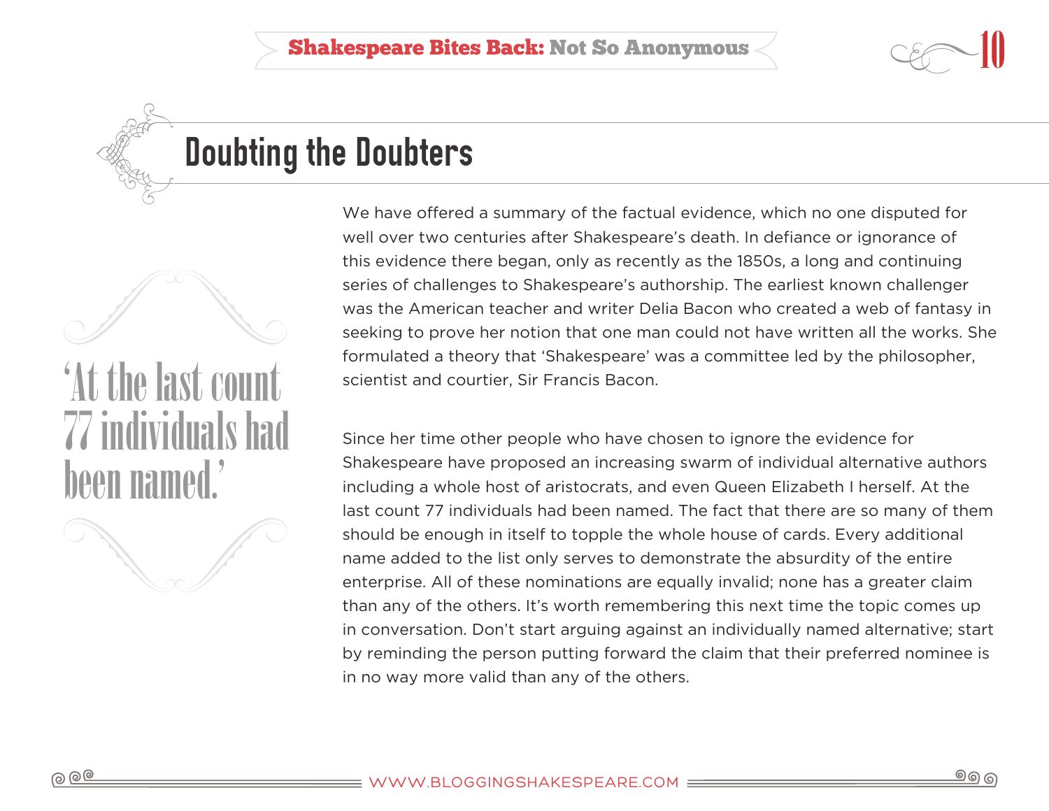## Doubting the Doubters

We have offered a summary of the factual evidence, which no one disputed for well over two centuries after Shakespeare's death. In defiance or ignorance of this evidence there began, only as recently as the 1850s, a long and continuing series of challenges to Shakespeare's authorship. The earliest known challenger was the American teacher and writer Delia Bacon who created a web of fantasy in seeking to prove her notion that one man could not have written all the works. She formulated a theory that 'Shakespeare' was a committee led by the philosopher, scientist and courtier, Sir Francis Bacon.

> 'At the last count 77 individuals had been named.'

Since her time other people who have chosen to ignore the evidence for Shakespeare have proposed an increasing swarm of individual alternative authors including a whole host of aristocrats, and even Queen Elizabeth I herself. At the last count 77 individuals had been named. The fact that there are so many of them should be enough in itself to topple the whole house of cards. Every additional name added to the list only serves to demonstrate the absurdity of the entire enterprise. All of these nominations are equally invalid; none has a greater claim than any of the others. It's worth remembering this next time the topic comes up in conversation. Don't start arguing against an individually named alternative; start by reminding the person putting forward the claim that their preferred nominee is in no way more valid than any of the others.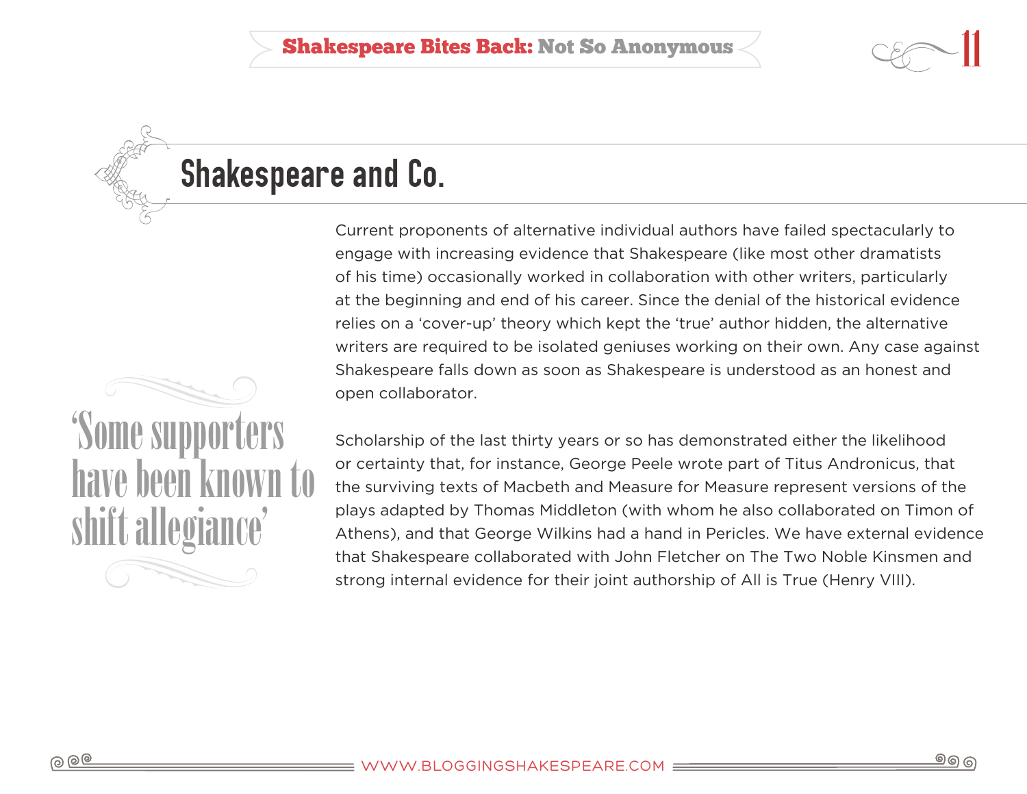## Shakespeare and Co.

> 'Some supporters have been known to shift allegiance'

Current proponents of alternative individual authors have failed spectacularly to engage with increasing evidence that Shakespeare (like most other dramatists of his time) occasionally worked in collaboration with other writers, particularly at the beginning and end of his career. Since the denial of the historical evidence relies on a 'cover-up' theory which kept the 'true' author hidden, the alternative writers are required to be isolated geniuses working on their own. Any case against Shakespeare falls down as soon as Shakespeare is understood as an honest and open collaborator.

Scholarship of the last thirty years or so has demonstrated either the likelihood or certainty that, for instance, George Peele wrote part of Titus Andronicus, that the surviving texts of Macbeth and Measure for Measure represent versions of the plays adapted by Thomas Middleton (with whom he also collaborated on Timon of Athens), and that George Wilkins had a hand in Pericles. We have external evidence that Shakespeare collaborated with John Fletcher on The Two Noble Kinsmen and strong internal evidence for their joint authorship of All is True (Henry VIII).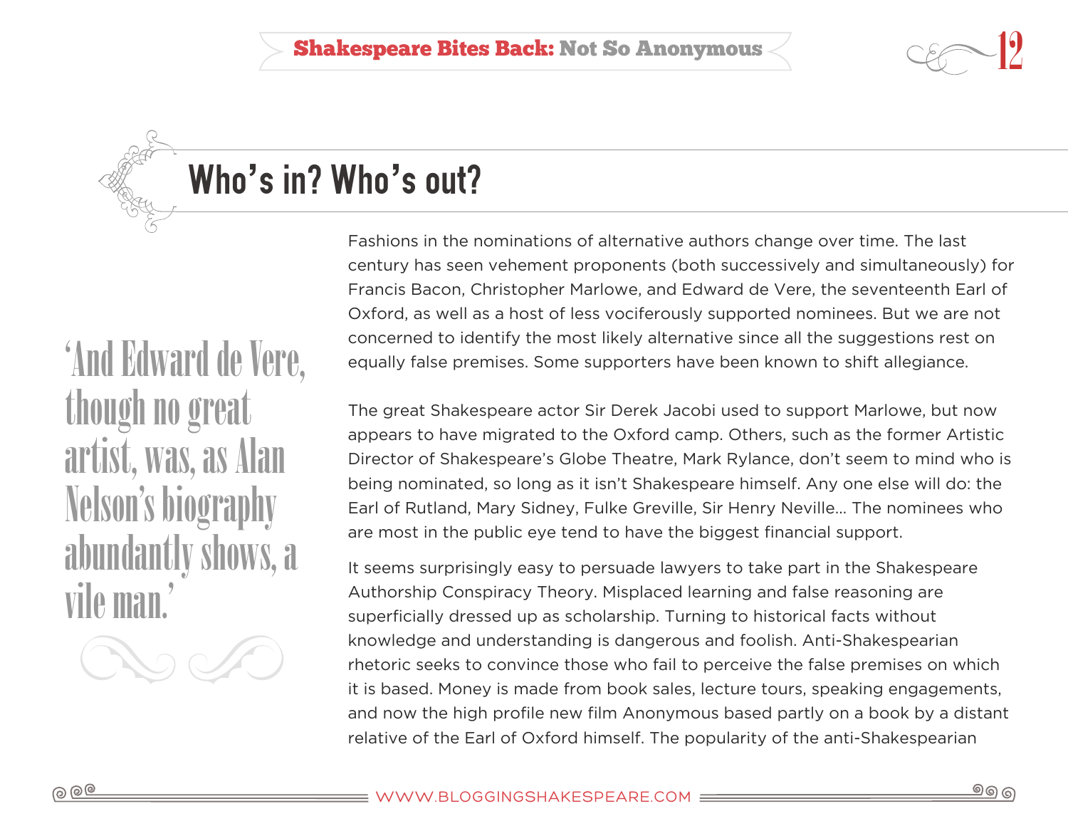## Who's in? Who's out?

> 'And Edward de Vere, though no great artist, was, as Alan Nelson's biography abundantly shows, a vile man.'

Fashions in the nominations of alternative authors change over time. The last century has seen vehement proponents (both successively and simultaneously) for Francis Bacon, Christopher Marlowe, and Edward de Vere, the seventeenth Earl of Oxford, as well as a host of less vociferously supported nominees. But we are not concerned to identify the most likely alternative since all the suggestions rest on equally false premises. Some supporters have been known to shift allegiance.

The great Shakespeare actor Sir Derek Jacobi used to support Marlowe, but now appears to have migrated to the Oxford camp. Others, such as the former Artistic Director of Shakespeare's Globe Theatre, Mark Rylance, don't seem to mind who is being nominated, so long as it isn't Shakespeare himself. Any one else will do: the Earl of Rutland, Mary Sidney, Fulke Greville, Sir Henry Neville... The nominees who are most in the public eye tend to have the biggest financial support.

It seems surprisingly easy to persuade lawyers to take part in the Shakespeare Authorship Conspiracy Theory. Misplaced learning and false reasoning are superficially dressed up as scholarship. Turning to historical facts without knowledge and understanding is dangerous and foolish. Anti-Shakespearian rhetoric seeks to convince those who fail to perceive the false premises on which it is based. Money is made from book sales, lecture tours, speaking engagements, and now the high profile new film Anonymous based partly on a book by a distant relative of the Earl of Oxford himself. The popularity of the anti-Shakespearian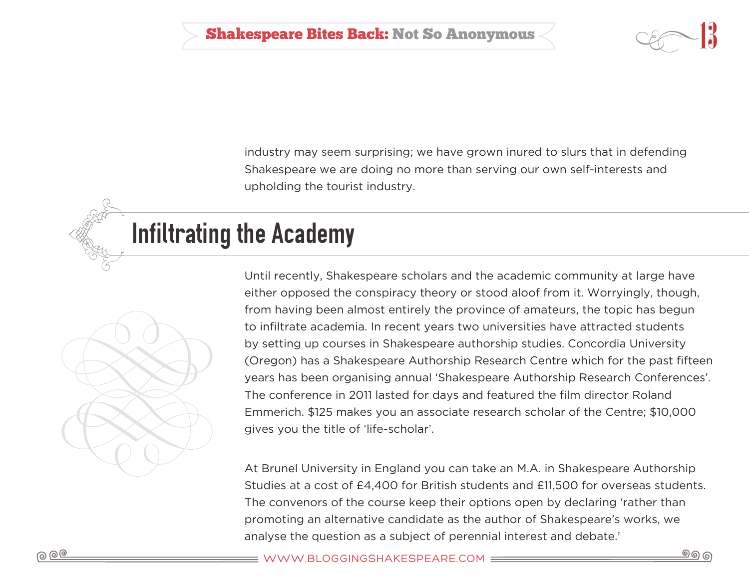industry may seem surprising; we have grown inured to slurs that in defending Shakespeare we are doing no more than serving our own self-interests and upholding the tourist industry.

## Infiltrating the Academy

Until recently, Shakespeare scholars and the academic community at large have either opposed the conspiracy theory or stood aloof from it. Worryingly, though, from having been almost entirely the province of amateurs, the topic has begun to infiltrate academia. In recent years two universities have attracted students by setting up courses in Shakespeare authorship studies. Concordia University (Oregon) has a Shakespeare Authorship Research Centre which for the past fifteen years has been organising annual 'Shakespeare Authorship Research Conferences'. The conference in 2011 lasted for days and featured the film director Roland Emmerich. $125 makes you an associate research scholar of the Centre; $10,000 gives you the title of 'life-scholar'.

At Brunel University in England you can take an M.A. in Shakespeare Authorship Studies at a cost of £4,400 for British students and £11,500 for overseas students. The convenors of the course keep their options open by declaring 'rather than promoting an alternative candidate as the author of Shakespeare's works, we analyse the question as a subject of perennial interest and debate.'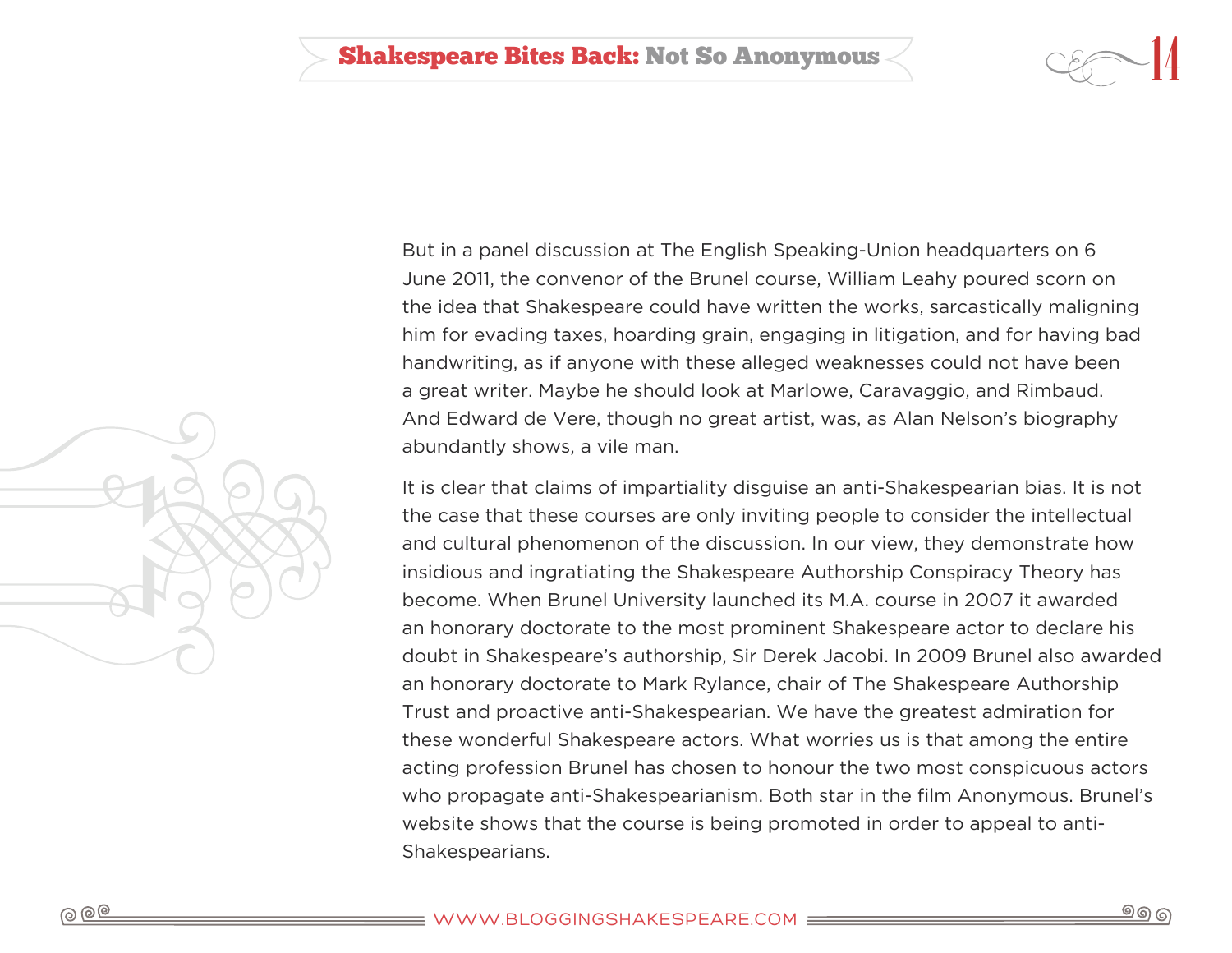But in a panel discussion at The English Speaking-Union headquarters on 6 June 2011, the convenor of the Brunel course, William Leahy poured scorn on the idea that Shakespeare could have written the works, sarcastically maligning him for evading taxes, hoarding grain, engaging in litigation, and for having bad handwriting, as if anyone with these alleged weaknesses could not have been a great writer. Maybe he should look at Marlowe, Caravaggio, and Rimbaud. And Edward de Vere, though no great artist, was, as Alan Nelson's biography abundantly shows, a vile man.

It is clear that claims of impartiality disguise an anti-Shakespearian bias. It is not the case that these courses are only inviting people to consider the intellectual and cultural phenomenon of the discussion. In our view, they demonstrate how insidious and ingratiating the Shakespeare Authorship Conspiracy Theory has become. When Brunel University launched its M.A. course in 2007 it awarded an honorary doctorate to the most prominent Shakespeare actor to declare his doubt in Shakespeare's authorship, Sir Derek Jacobi. In 2009 Brunel also awarded an honorary doctorate to Mark Rylance, chair of The Shakespeare Authorship Trust and proactive anti-Shakespearian. We have the greatest admiration for these wonderful Shakespeare actors. What worries us is that among the entire acting profession Brunel has chosen to honour the two most conspicuous actors who propagate anti-Shakespearianism. Both star in the film Anonymous. Brunel's website shows that the course is being promoted in order to appeal to anti-Shakespearians.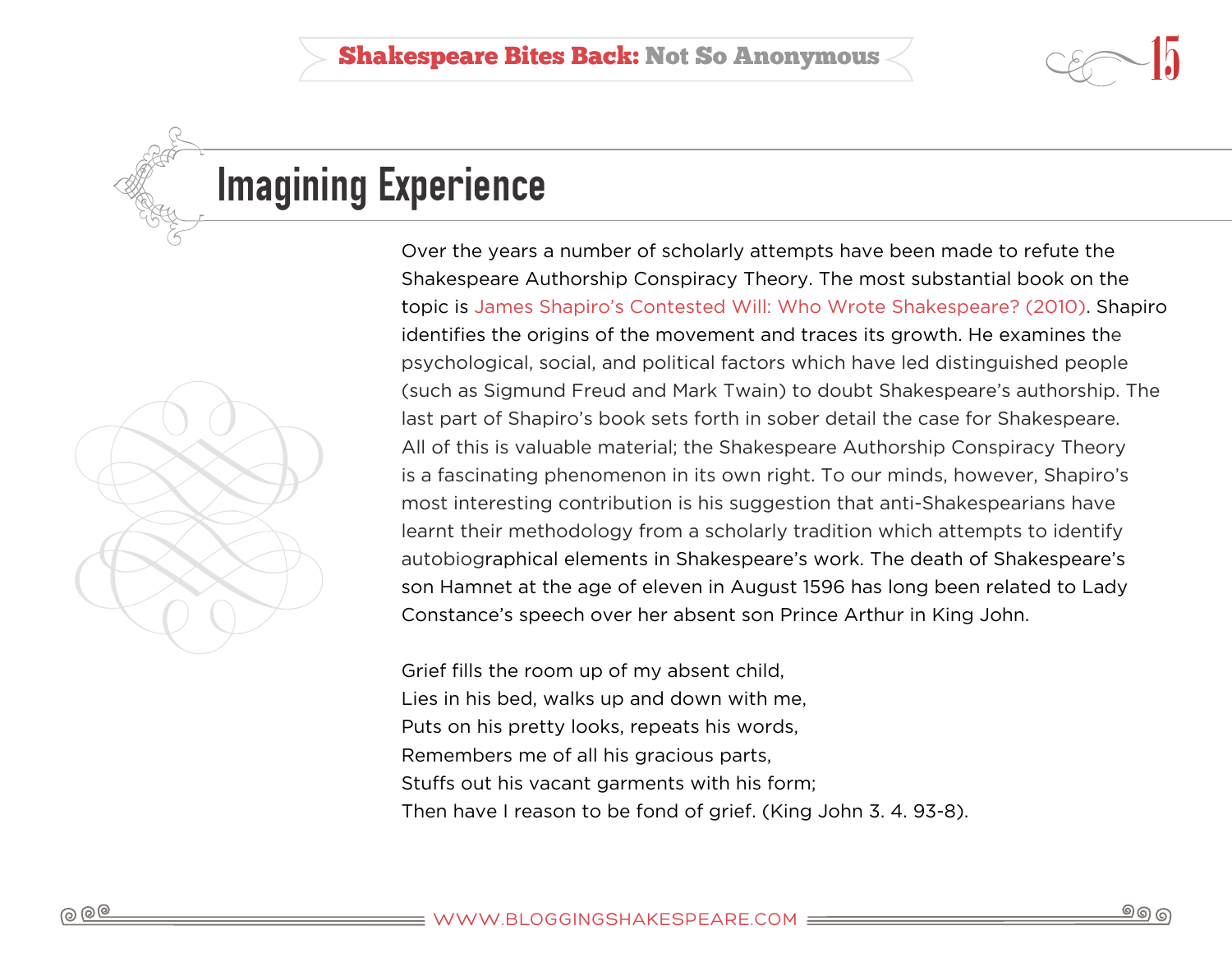## Imagining Experience

Over the years a number of scholarly attempts have been made to refute the Shakespeare Authorship Conspiracy Theory. The most substantial book on the topic is James Shapiro's Contested Will: Who Wrote Shakespeare? (2010). Shapiro identifies the origins of the movement and traces its growth. He examines the psychological, social, and political factors which have led distinguished people (such as Sigmund Freud and Mark Twain) to doubt Shakespeare's authorship. The last part of Shapiro's book sets forth in sober detail the case for Shakespeare. All of this is valuable material; the Shakespeare Authorship Conspiracy Theory is a fascinating phenomenon in its own right. To our minds, however, Shapiro's most interesting contribution is his suggestion that anti-Shakespearians have learnt their methodology from a scholarly tradition which attempts to identify autobiographical elements in Shakespeare's work. The death of Shakespeare's son Hamnet at the age of eleven in August 1596 has long been related to Lady Constance's speech over her absent son Prince Arthur in King John.

Grief fills the room up of my absent child,  
Lies in his bed, walks up and down with me,  
Puts on his pretty looks, repeats his words,  
Remembers me of all his gracious parts,  
Stuffs out his vacant garments with his form;  
Then have I reason to be fond of grief. (King John 3. 4. 93-8).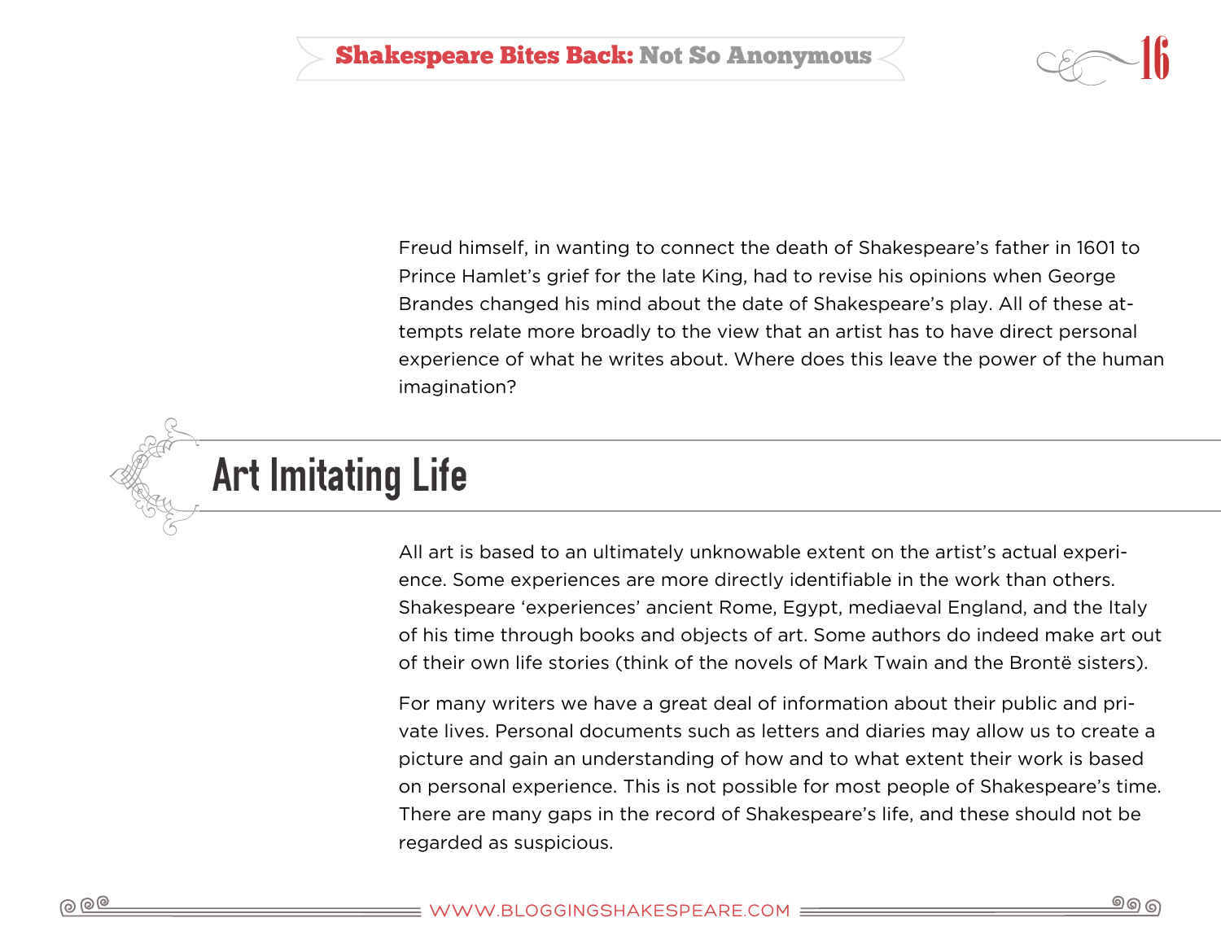Freud himself, in wanting to connect the death of Shakespeare's father in 1601 to Prince Hamlet's grief for the late King, had to revise his opinions when George Brandes changed his mind about the date of Shakespeare's play. All of these attempts relate more broadly to the view that an artist has to have direct personal experience of what he writes about. Where does this leave the power of the human imagination?

## Art Imitating Life

All art is based to an ultimately unknowable extent on the artist's actual experience. Some experiences are more directly identifiable in the work than others. Shakespeare 'experiences' ancient Rome, Egypt, mediaeval England, and the Italy of his time through books and objects of art. Some authors do indeed make art out of their own life stories (think of the novels of Mark Twain and the Brontë sisters).

For many writers we have a great deal of information about their public and private lives. Personal documents such as letters and diaries may allow us to create a picture and gain an understanding of how and to what extent their work is based on personal experience. This is not possible for most people of Shakespeare's time. There are many gaps in the record of Shakespeare's life, and these should not be regarded as suspicious.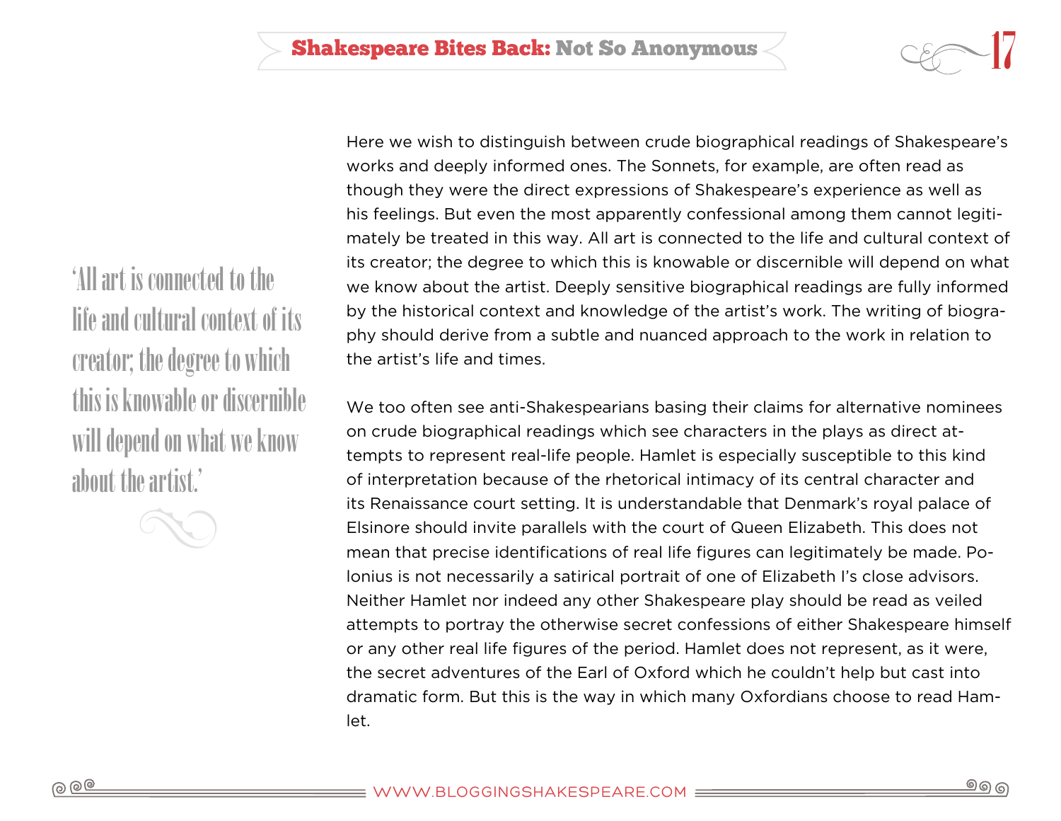Here we wish to distinguish between crude biographical readings of Shakespeare's works and deeply informed ones. The Sonnets, for example, are often read as though they were the direct expressions of Shakespeare's experience as well as his feelings. But even the most apparently confessional among them cannot legitimately be treated in this way. All art is connected to the life and cultural context of its creator; the degree to which this is knowable or discernible will depend on what we know about the artist. Deeply sensitive biographical readings are fully informed by the historical context and knowledge of the artist's work. The writing of biography should derive from a subtle and nuanced approach to the work in relation to the artist's life and times.

> 'All art is connected to the life and cultural context of its creator; the degree to which this is knowable or discernible will depend on what we know about the artist.'

We too often see anti-Shakespearians basing their claims for alternative nominees on crude biographical readings which see characters in the plays as direct attempts to represent real-life people. Hamlet is especially susceptible to this kind of interpretation because of the rhetorical intimacy of its central character and its Renaissance court setting. It is understandable that Denmark's royal palace of Elsinore should invite parallels with the court of Queen Elizabeth. This does not mean that precise identifications of real life figures can legitimately be made. Polonius is not necessarily a satirical portrait of one of Elizabeth I's close advisors. Neither Hamlet nor indeed any other Shakespeare play should be read as veiled attempts to portray the otherwise secret confessions of either Shakespeare himself or any other real life figures of the period. Hamlet does not represent, as it were, the secret adventures of the Earl of Oxford which he couldn't help but cast into dramatic form. But this is the way in which many Oxfordians choose to read Hamlet.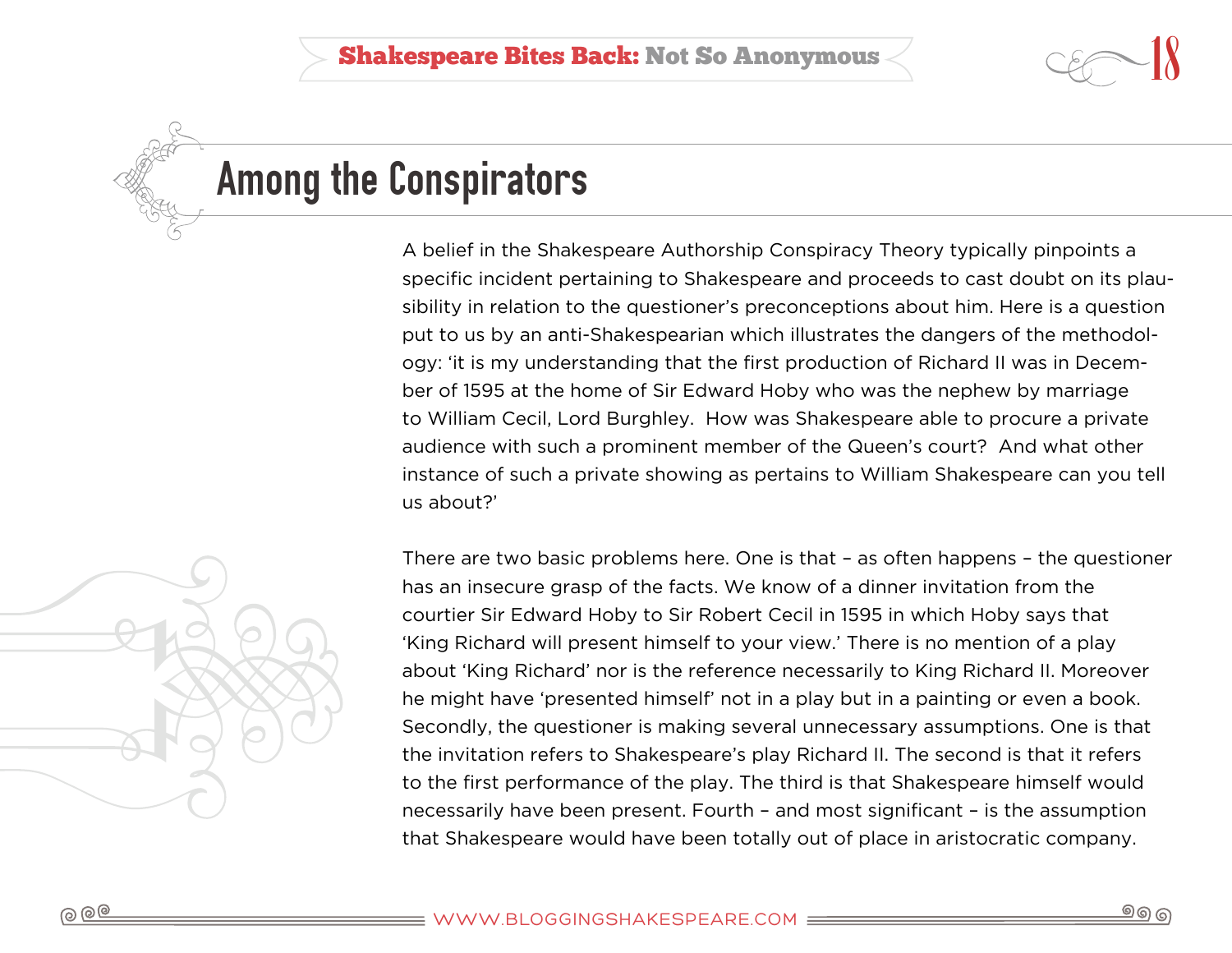# Among the Conspirators

A belief in the Shakespeare Authorship Conspiracy Theory typically pinpoints a specific incident pertaining to Shakespeare and proceeds to cast doubt on its plausibility in relation to the questioner's preconceptions about him. Here is a question put to us by an anti-Shakespearian which illustrates the dangers of the methodology: 'it is my understanding that the first production of Richard II was in December of 1595 at the home of Sir Edward Hoby who was the nephew by marriage to William Cecil, Lord Burghley. How was Shakespeare able to procure a private audience with such a prominent member of the Queen's court? And what other instance of such a private showing as pertains to William Shakespeare can you tell us about?'

There are two basic problems here. One is that – as often happens – the questioner has an insecure grasp of the facts. We know of a dinner invitation from the courtier Sir Edward Hoby to Sir Robert Cecil in 1595 in which Hoby says that 'King Richard will present himself to your view.' There is no mention of a play about 'King Richard' nor is the reference necessarily to King Richard II. Moreover he might have 'presented himself' not in a play but in a painting or even a book. Secondly, the questioner is making several unnecessary assumptions. One is that the invitation refers to Shakespeare's play Richard II. The second is that it refers to the first performance of the play. The third is that Shakespeare himself would necessarily have been present. Fourth – and most significant – is the assumption that Shakespeare would have been totally out of place in aristocratic company.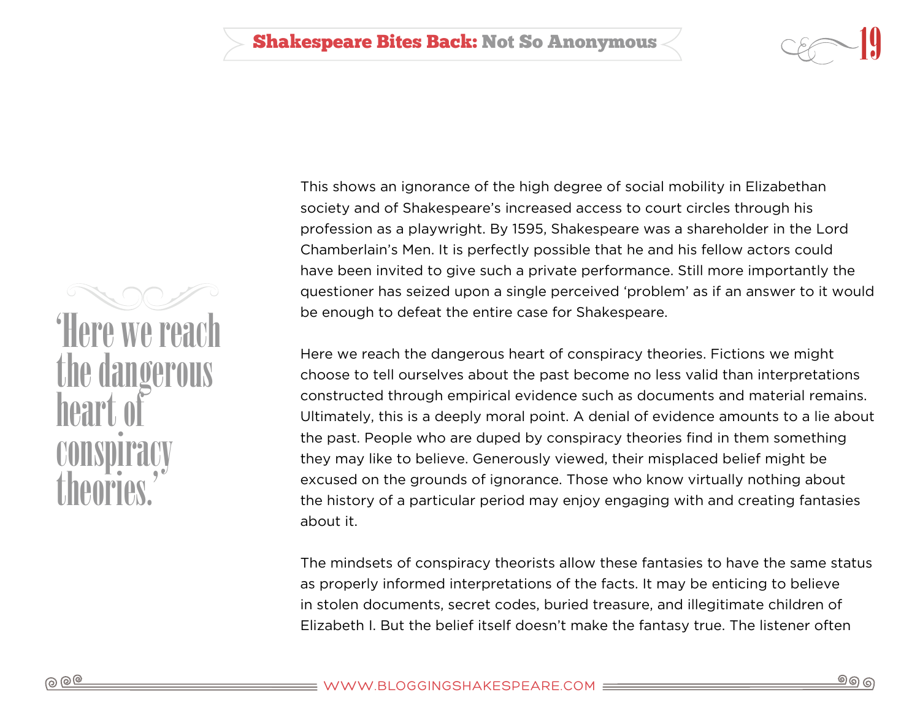> 'Here we reach the dangerous heart of conspiracy theories.'

This shows an ignorance of the high degree of social mobility in Elizabethan society and of Shakespeare's increased access to court circles through his profession as a playwright. By 1595, Shakespeare was a shareholder in the Lord Chamberlain's Men. It is perfectly possible that he and his fellow actors could have been invited to give such a private performance. Still more importantly the questioner has seized upon a single perceived 'problem' as if an answer to it would be enough to defeat the entire case for Shakespeare.

Here we reach the dangerous heart of conspiracy theories. Fictions we might choose to tell ourselves about the past become no less valid than interpretations constructed through empirical evidence such as documents and material remains. Ultimately, this is a deeply moral point. A denial of evidence amounts to a lie about the past. People who are duped by conspiracy theories find in them something they may like to believe. Generously viewed, their misplaced belief might be excused on the grounds of ignorance. Those who know virtually nothing about the history of a particular period may enjoy engaging with and creating fantasies about it.

The mindsets of conspiracy theorists allow these fantasies to have the same status as properly informed interpretations of the facts. It may be enticing to believe in stolen documents, secret codes, buried treasure, and illegitimate children of Elizabeth I. But the belief itself doesn't make the fantasy true. The listener often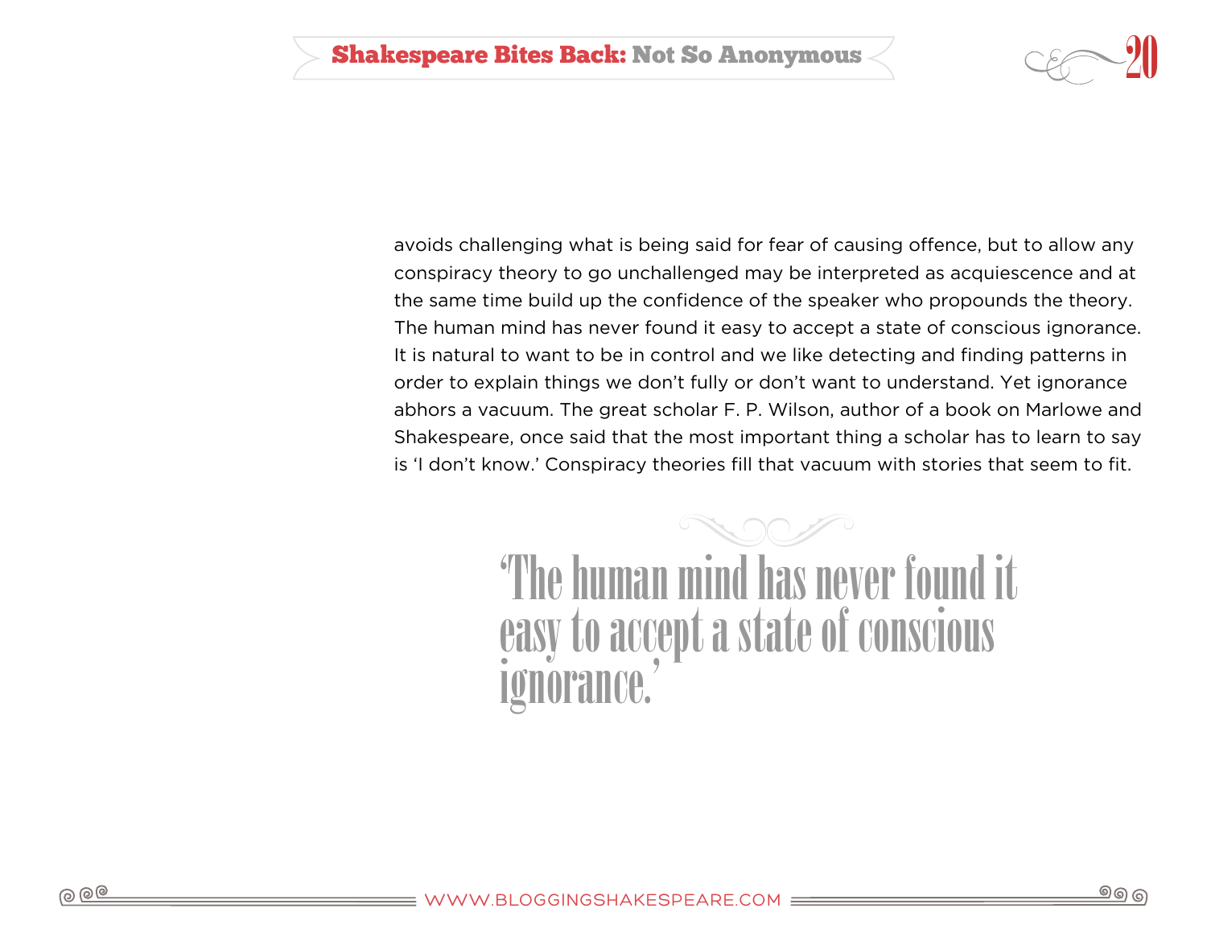avoids challenging what is being said for fear of causing offence, but to allow any conspiracy theory to go unchallenged may be interpreted as acquiescence and at the same time build up the confidence of the speaker who propounds the theory. The human mind has never found it easy to accept a state of conscious ignorance. It is natural to want to be in control and we like detecting and finding patterns in order to explain things we don't fully or don't want to understand. Yet ignorance abhors a vacuum. The great scholar F. P. Wilson, author of a book on Marlowe and Shakespeare, once said that the most important thing a scholar has to learn to say is 'I don't know.' Conspiracy theories fill that vacuum with stories that seem to fit.

> 'The human mind has never found it easy to accept a state of conscious ignorance.'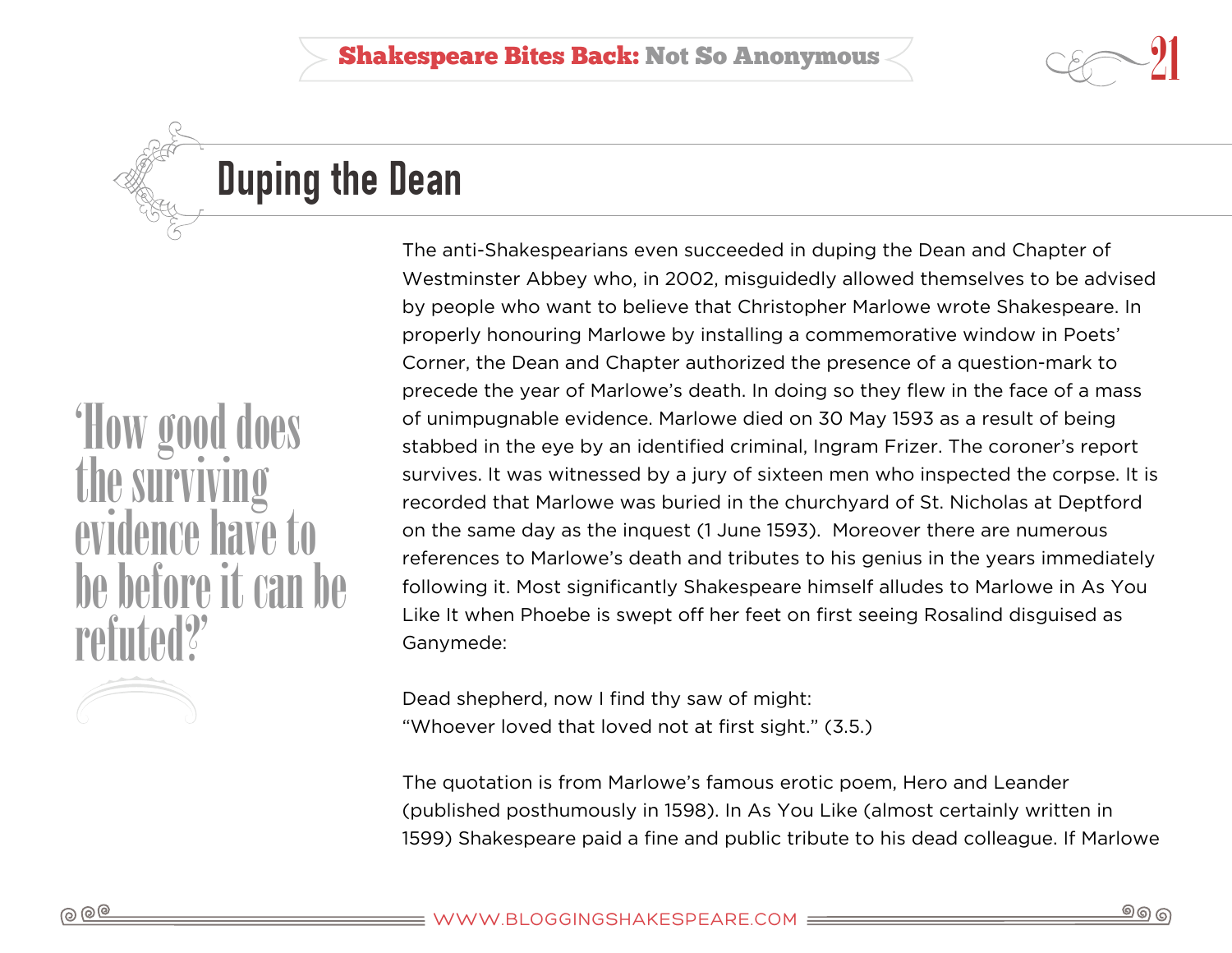## Duping the Dean

> ‘How good does the surviving evidence have to be before it can be refuted?’

The anti-Shakespearians even succeeded in duping the Dean and Chapter of Westminster Abbey who, in 2002, misguidedly allowed themselves to be advised by people who want to believe that Christopher Marlowe wrote Shakespeare. In properly honouring Marlowe by installing a commemorative window in Poets' Corner, the Dean and Chapter authorized the presence of a question-mark to precede the year of Marlowe's death. In doing so they flew in the face of a mass of unimpugnable evidence. Marlowe died on 30 May 1593 as a result of being stabbed in the eye by an identified criminal, Ingram Frizer. The coroner's report survives. It was witnessed by a jury of sixteen men who inspected the corpse. It is recorded that Marlowe was buried in the churchyard of St. Nicholas at Deptford on the same day as the inquest (1 June 1593). Moreover there are numerous references to Marlowe's death and tributes to his genius in the years immediately following it. Most significantly Shakespeare himself alludes to Marlowe in As You Like It when Phoebe is swept off her feet on first seeing Rosalind disguised as Ganymede:

Dead shepherd, now I find thy saw of might:
"Whoever loved that loved not at first sight." (3.5.)

The quotation is from Marlowe's famous erotic poem, Hero and Leander (published posthumously in 1598). In As You Like (almost certainly written in 1599) Shakespeare paid a fine and public tribute to his dead colleague. If Marlowe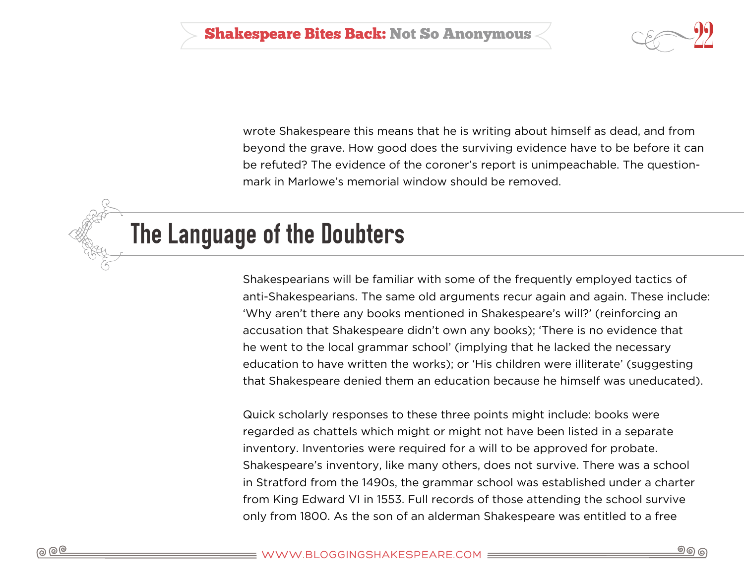wrote Shakespeare this means that he is writing about himself as dead, and from beyond the grave. How good does the surviving evidence have to be before it can be refuted? The evidence of the coroner's report is unimpeachable. The question-mark in Marlowe's memorial window should be removed.

## The Language of the Doubters

Shakespearians will be familiar with some of the frequently employed tactics of anti-Shakespearians. The same old arguments recur again and again. These include: 'Why aren't there any books mentioned in Shakespeare's will?' (reinforcing an accusation that Shakespeare didn't own any books); 'There is no evidence that he went to the local grammar school' (implying that he lacked the necessary education to have written the works); or 'His children were illiterate' (suggesting that Shakespeare denied them an education because he himself was uneducated).

Quick scholarly responses to these three points might include: books were regarded as chattels which might or might not have been listed in a separate inventory. Inventories were required for a will to be approved for probate. Shakespeare's inventory, like many others, does not survive. There was a school in Stratford from the 1490s, the grammar school was established under a charter from King Edward VI in 1553. Full records of those attending the school survive only from 1800. As the son of an alderman Shakespeare was entitled to a free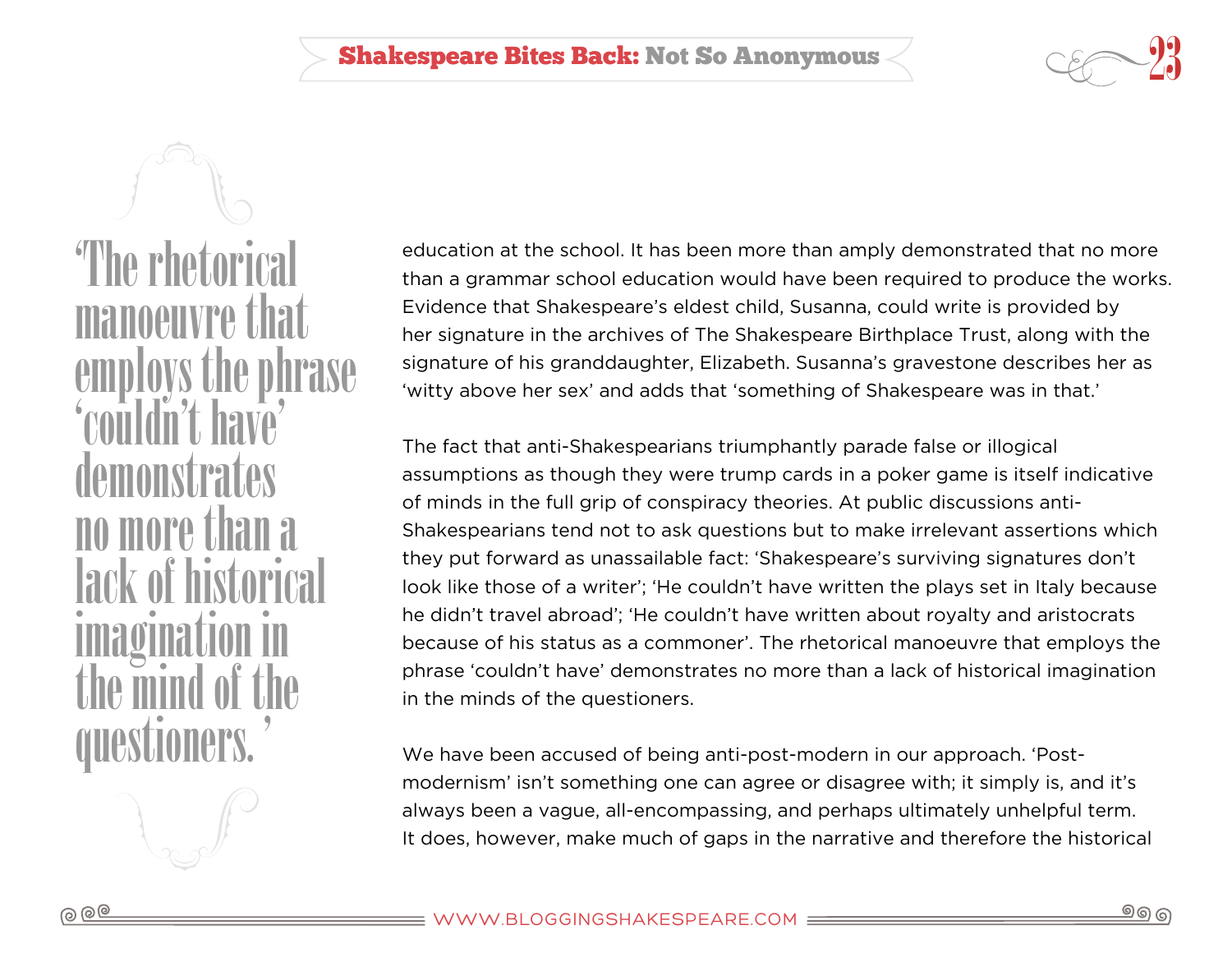> 'The rhetorical manoeuvre that employs the phrase 'couldn't have' demonstrates no more than a lack of historical imagination in the mind of the questioners.'

education at the school. It has been more than amply demonstrated that no more than a grammar school education would have been required to produce the works. Evidence that Shakespeare's eldest child, Susanna, could write is provided by her signature in the archives of The Shakespeare Birthplace Trust, along with the signature of his granddaughter, Elizabeth. Susanna's gravestone describes her as 'witty above her sex' and adds that 'something of Shakespeare was in that.'

The fact that anti-Shakespearians triumphantly parade false or illogical assumptions as though they were trump cards in a poker game is itself indicative of minds in the full grip of conspiracy theories. At public discussions anti-Shakespearians tend not to ask questions but to make irrelevant assertions which they put forward as unassailable fact: 'Shakespeare's surviving signatures don't look like those of a writer'; 'He couldn't have written the plays set in Italy because he didn't travel abroad'; 'He couldn't have written about royalty and aristocrats because of his status as a commoner'. The rhetorical manoeuvre that employs the phrase 'couldn't have' demonstrates no more than a lack of historical imagination in the minds of the questioners.

We have been accused of being anti-post-modern in our approach. 'Post-modernism' isn't something one can agree or disagree with; it simply is, and it's always been a vague, all-encompassing, and perhaps ultimately unhelpful term. It does, however, make much of gaps in the narrative and therefore the historical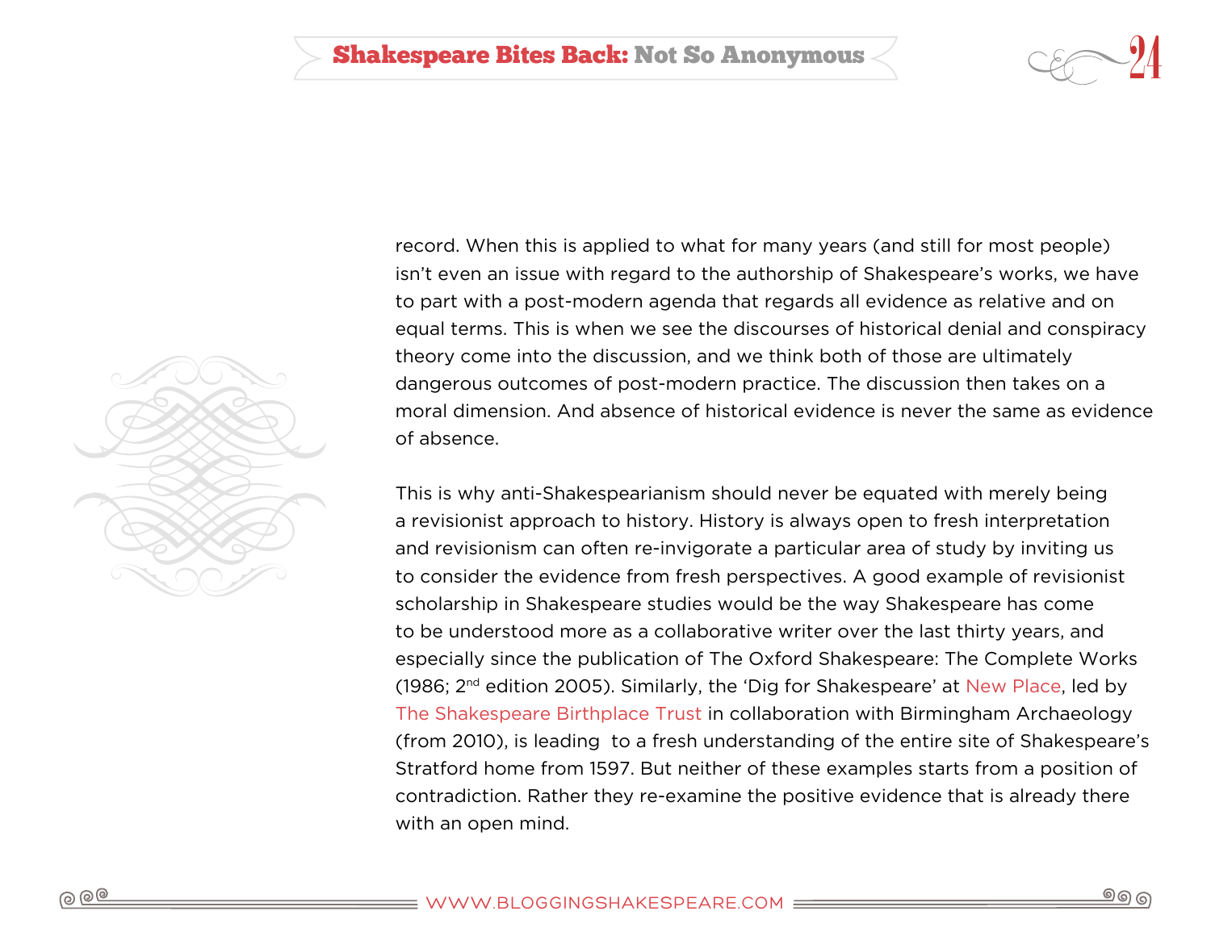record. When this is applied to what for many years (and still for most people) isn't even an issue with regard to the authorship of Shakespeare's works, we have to part with a post-modern agenda that regards all evidence as relative and on equal terms. This is when we see the discourses of historical denial and conspiracy theory come into the discussion, and we think both of those are ultimately dangerous outcomes of post-modern practice. The discussion then takes on a moral dimension. And absence of historical evidence is never the same as evidence of absence.

This is why anti-Shakespearianism should never be equated with merely being a revisionist approach to history. History is always open to fresh interpretation and revisionism can often re-invigorate a particular area of study by inviting us to consider the evidence from fresh perspectives. A good example of revisionist scholarship in Shakespeare studies would be the way Shakespeare has come to be understood more as a collaborative writer over the last thirty years, and especially since the publication of The Oxford Shakespeare: The Complete Works (1986; 2nd edition 2005). Similarly, the 'Dig for Shakespeare' at New Place, led by The Shakespeare Birthplace Trust in collaboration with Birmingham Archaeology (from 2010), is leading to a fresh understanding of the entire site of Shakespeare's Stratford home from 1597. But neither of these examples starts from a position of contradiction. Rather they re-examine the positive evidence that is already there with an open mind.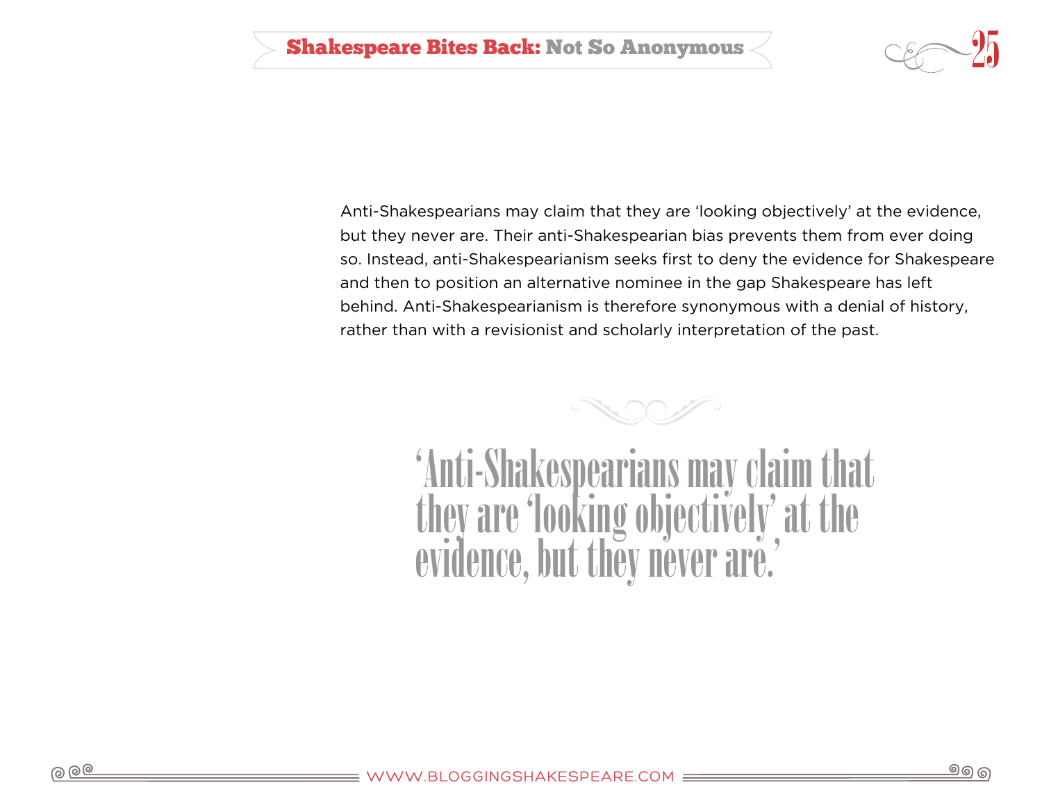Anti-Shakespearians may claim that they are 'looking objectively' at the evidence, but they never are. Their anti-Shakespearian bias prevents them from ever doing so. Instead, anti-Shakespearianism seeks first to deny the evidence for Shakespeare and then to position an alternative nominee in the gap Shakespeare has left behind. Anti-Shakespearianism is therefore synonymous with a denial of history, rather than with a revisionist and scholarly interpretation of the past.

> 'Anti-Shakespearians may claim that they are 'looking objectively' at the evidence, but they never are.'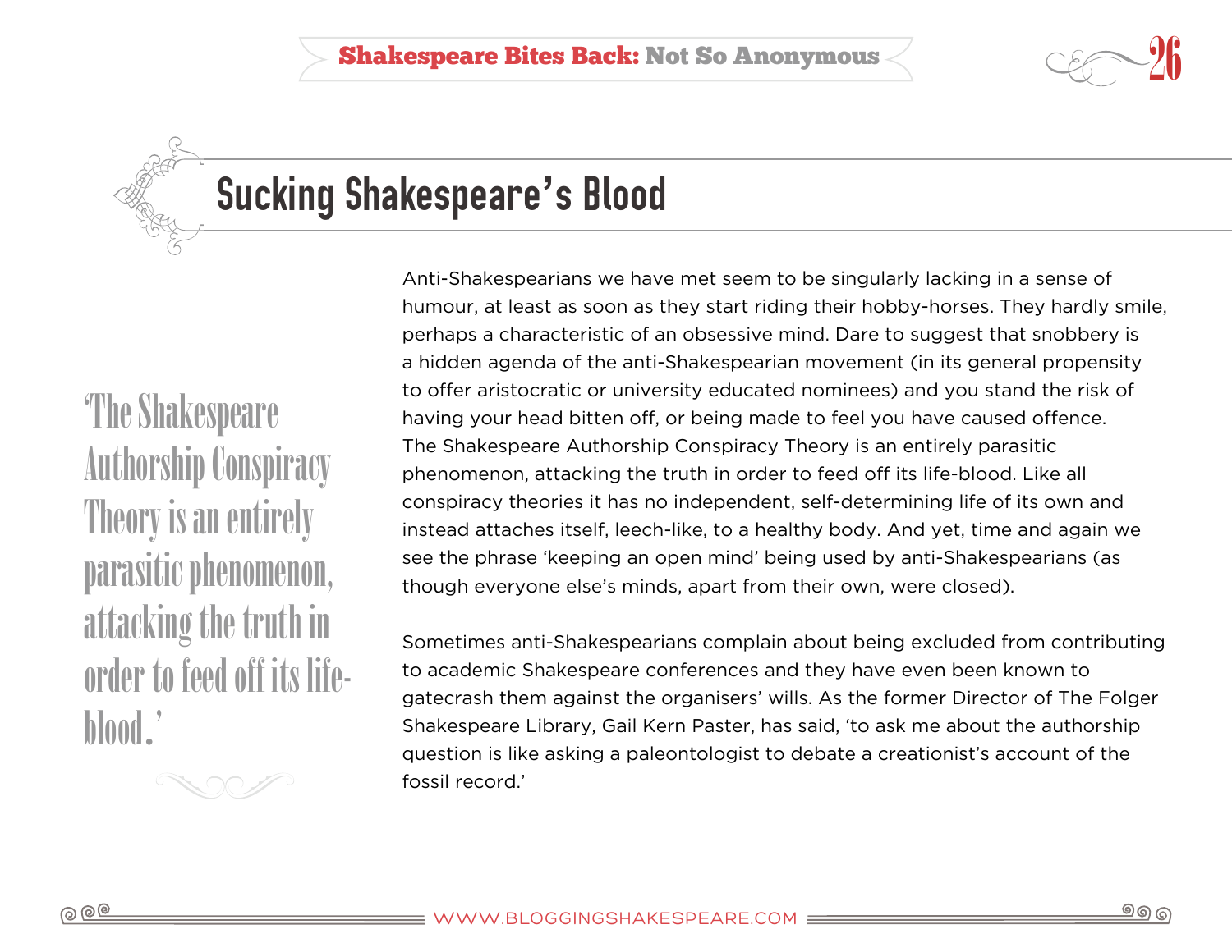## Sucking Shakespeare's Blood

> 'The Shakespeare Authorship Conspiracy Theory is an entirely parasitic phenomenon, attacking the truth in order to feed off its life-blood.'

Anti-Shakespearians we have met seem to be singularly lacking in a sense of humour, at least as soon as they start riding their hobby-horses. They hardly smile, perhaps a characteristic of an obsessive mind. Dare to suggest that snobbery is a hidden agenda of the anti-Shakespearian movement (in its general propensity to offer aristocratic or university educated nominees) and you stand the risk of having your head bitten off, or being made to feel you have caused offence. The Shakespeare Authorship Conspiracy Theory is an entirely parasitic phenomenon, attacking the truth in order to feed off its life-blood. Like all conspiracy theories it has no independent, self-determining life of its own and instead attaches itself, leech-like, to a healthy body. And yet, time and again we see the phrase 'keeping an open mind' being used by anti-Shakespearians (as though everyone else's minds, apart from their own, were closed).

Sometimes anti-Shakespearians complain about being excluded from contributing to academic Shakespeare conferences and they have even been known to gatecrash them against the organisers' wills. As the former Director of The Folger Shakespeare Library, Gail Kern Paster, has said, 'to ask me about the authorship question is like asking a paleontologist to debate a creationist's account of the fossil record.'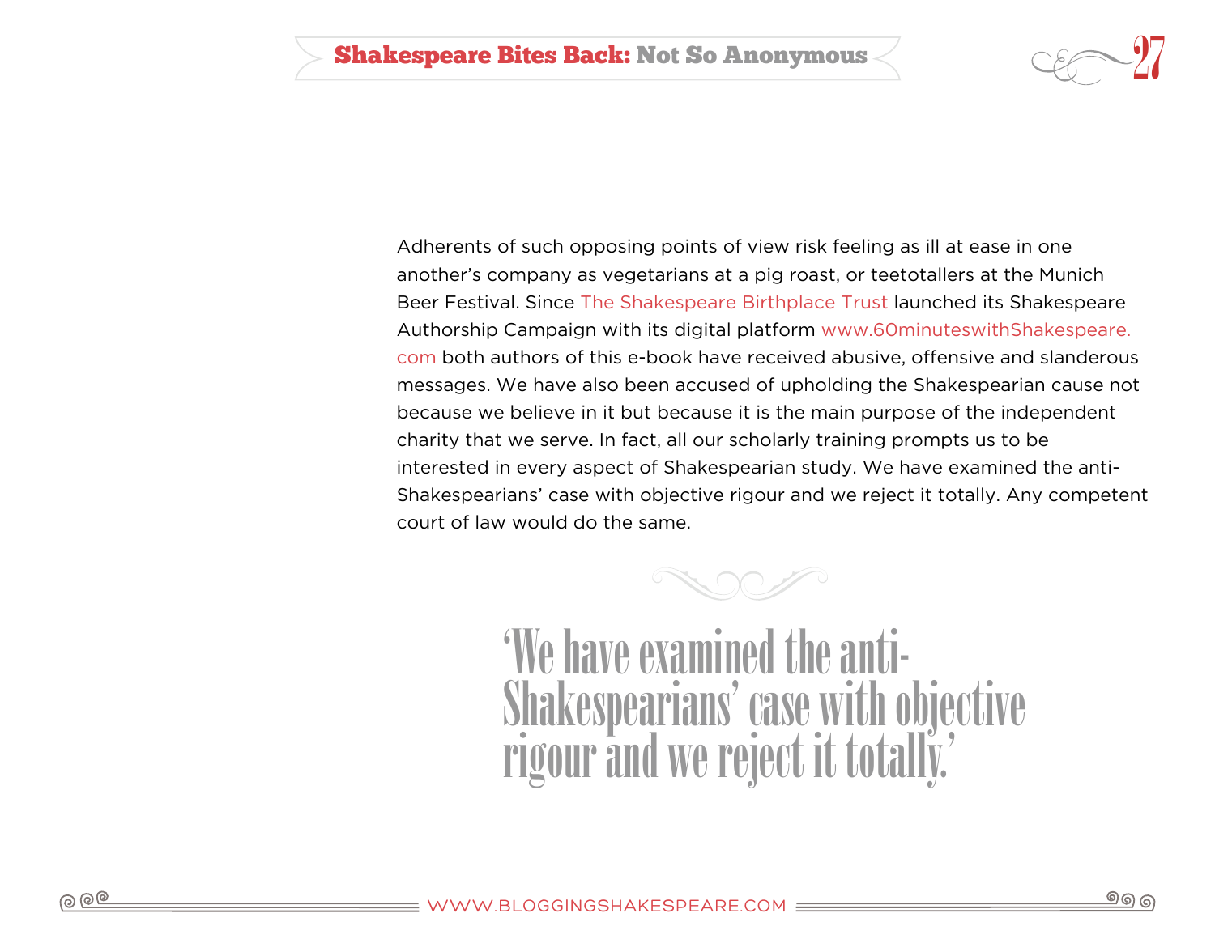Adherents of such opposing points of view risk feeling as ill at ease in one another's company as vegetarians at a pig roast, or teetotallers at the Munich Beer Festival. Since The Shakespeare Birthplace Trust launched its Shakespeare Authorship Campaign with its digital platform www.60minuteswithShakespeare.com both authors of this e-book have received abusive, offensive and slanderous messages. We have also been accused of upholding the Shakespearian cause not because we believe in it but because it is the main purpose of the independent charity that we serve. In fact, all our scholarly training prompts us to be interested in every aspect of Shakespearian study. We have examined the anti-Shakespearians' case with objective rigour and we reject it totally. Any competent court of law would do the same.

> 'We have examined the anti-Shakespearians' case with objective rigour and we reject it totally.'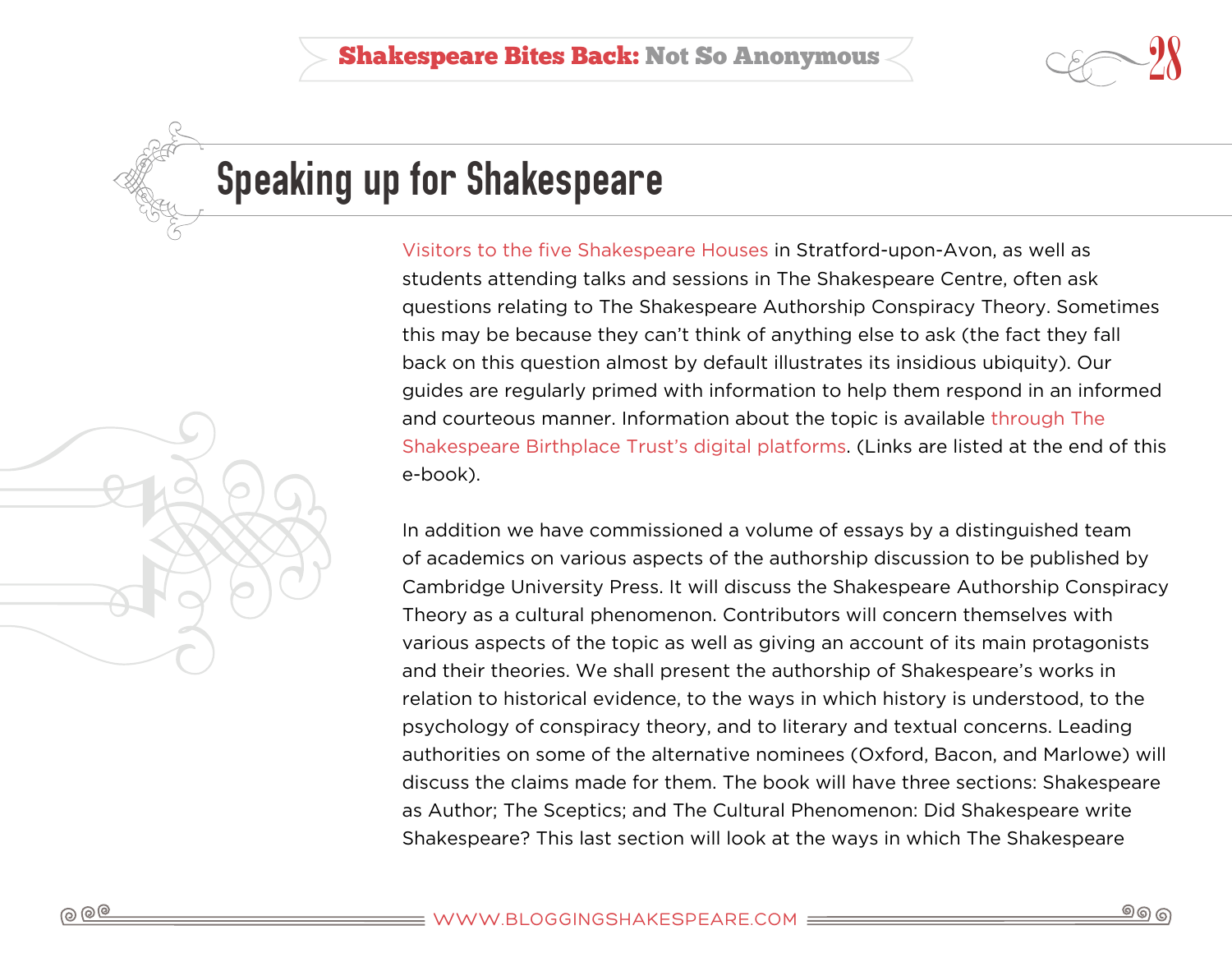## Speaking up for Shakespeare

Visitors to the five Shakespeare Houses in Stratford-upon-Avon, as well as students attending talks and sessions in The Shakespeare Centre, often ask questions relating to The Shakespeare Authorship Conspiracy Theory. Sometimes this may be because they can't think of anything else to ask (the fact they fall back on this question almost by default illustrates its insidious ubiquity). Our guides are regularly primed with information to help them respond in an informed and courteous manner. Information about the topic is available through The Shakespeare Birthplace Trust's digital platforms. (Links are listed at the end of this e-book).

In addition we have commissioned a volume of essays by a distinguished team of academics on various aspects of the authorship discussion to be published by Cambridge University Press. It will discuss the Shakespeare Authorship Conspiracy Theory as a cultural phenomenon. Contributors will concern themselves with various aspects of the topic as well as giving an account of its main protagonists and their theories. We shall present the authorship of Shakespeare's works in relation to historical evidence, to the ways in which history is understood, to the psychology of conspiracy theory, and to literary and textual concerns. Leading authorities on some of the alternative nominees (Oxford, Bacon, and Marlowe) will discuss the claims made for them. The book will have three sections: Shakespeare as Author; The Sceptics; and The Cultural Phenomenon: Did Shakespeare write Shakespeare? This last section will look at the ways in which The Shakespeare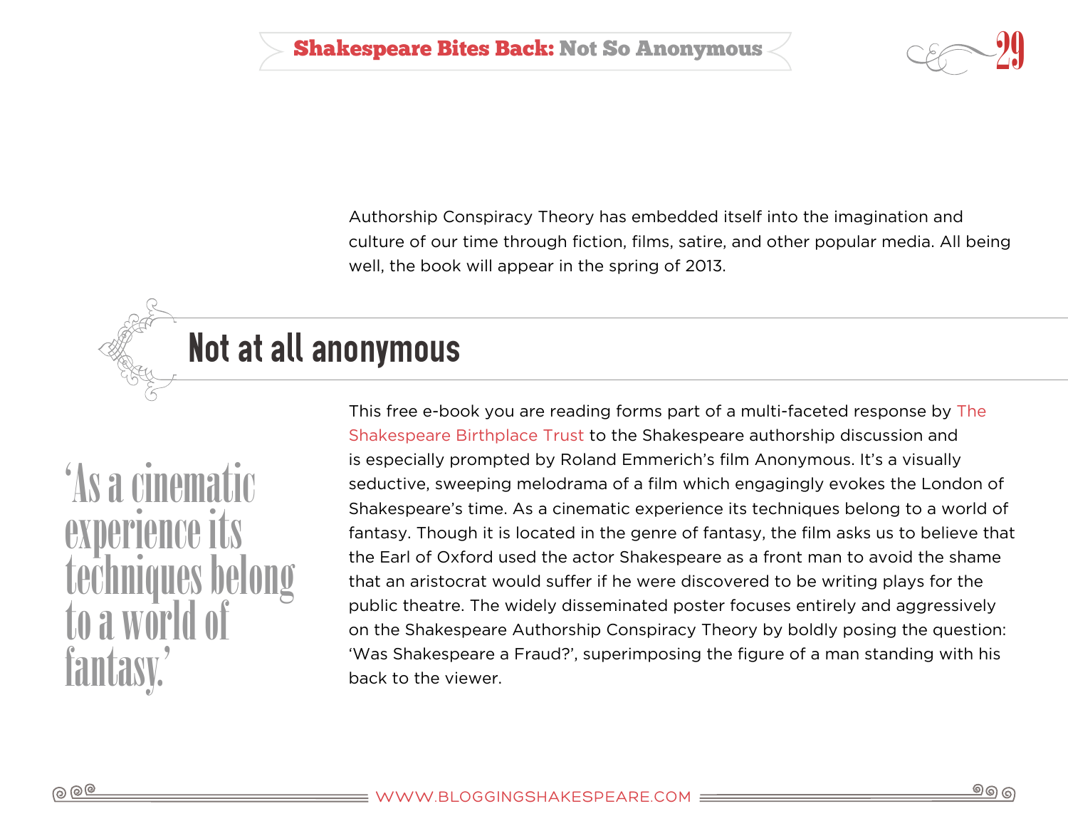Authorship Conspiracy Theory has embedded itself into the imagination and culture of our time through fiction, films, satire, and other popular media. All being well, the book will appear in the spring of 2013.

## Not at all anonymous

> 'As a cinematic experience its techniques belong to a world of fantasy.'

This free e-book you are reading forms part of a multi-faceted response by The Shakespeare Birthplace Trust to the Shakespeare authorship discussion and is especially prompted by Roland Emmerich's film Anonymous. It's a visually seductive, sweeping melodrama of a film which engagingly evokes the London of Shakespeare's time. As a cinematic experience its techniques belong to a world of fantasy. Though it is located in the genre of fantasy, the film asks us to believe that the Earl of Oxford used the actor Shakespeare as a front man to avoid the shame that an aristocrat would suffer if he were discovered to be writing plays for the public theatre. The widely disseminated poster focuses entirely and aggressively on the Shakespeare Authorship Conspiracy Theory by boldly posing the question: 'Was Shakespeare a Fraud?', superimposing the figure of a man standing with his back to the viewer.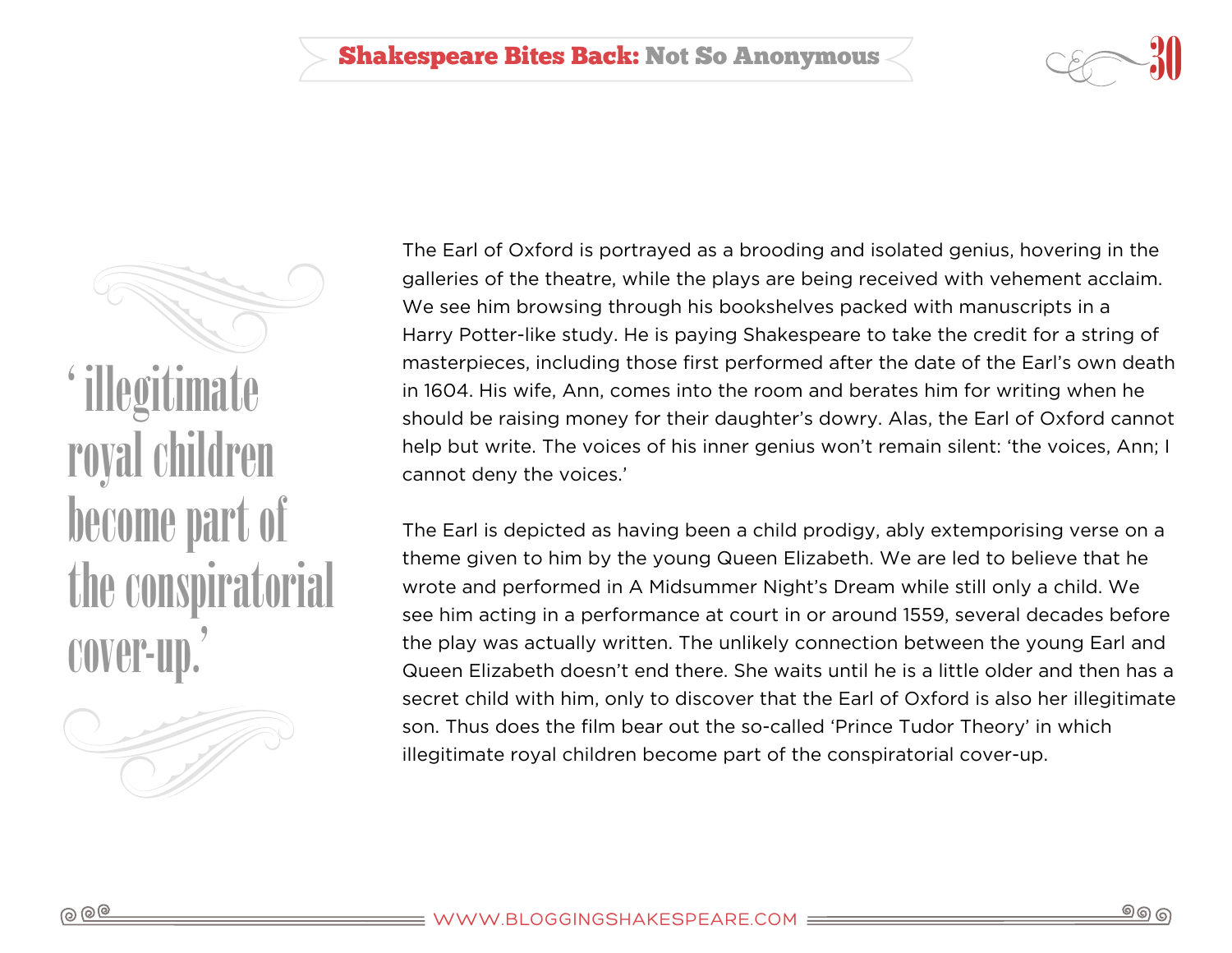> 'illegitimate royal children become part of the conspiratorial cover-up.'

The Earl of Oxford is portrayed as a brooding and isolated genius, hovering in the galleries of the theatre, while the plays are being received with vehement acclaim. We see him browsing through his bookshelves packed with manuscripts in a Harry Potter-like study. He is paying Shakespeare to take the credit for a string of masterpieces, including those first performed after the date of the Earl's own death in 1604. His wife, Ann, comes into the room and berates him for writing when he should be raising money for their daughter's dowry. Alas, the Earl of Oxford cannot help but write. The voices of his inner genius won't remain silent: 'the voices, Ann; I cannot deny the voices.'

The Earl is depicted as having been a child prodigy, ably extemporising verse on a theme given to him by the young Queen Elizabeth. We are led to believe that he wrote and performed in A Midsummer Night's Dream while still only a child. We see him acting in a performance at court in or around 1559, several decades before the play was actually written. The unlikely connection between the young Earl and Queen Elizabeth doesn't end there. She waits until he is a little older and then has a secret child with him, only to discover that the Earl of Oxford is also her illegitimate son. Thus does the film bear out the so-called 'Prince Tudor Theory' in which illegitimate royal children become part of the conspiratorial cover-up.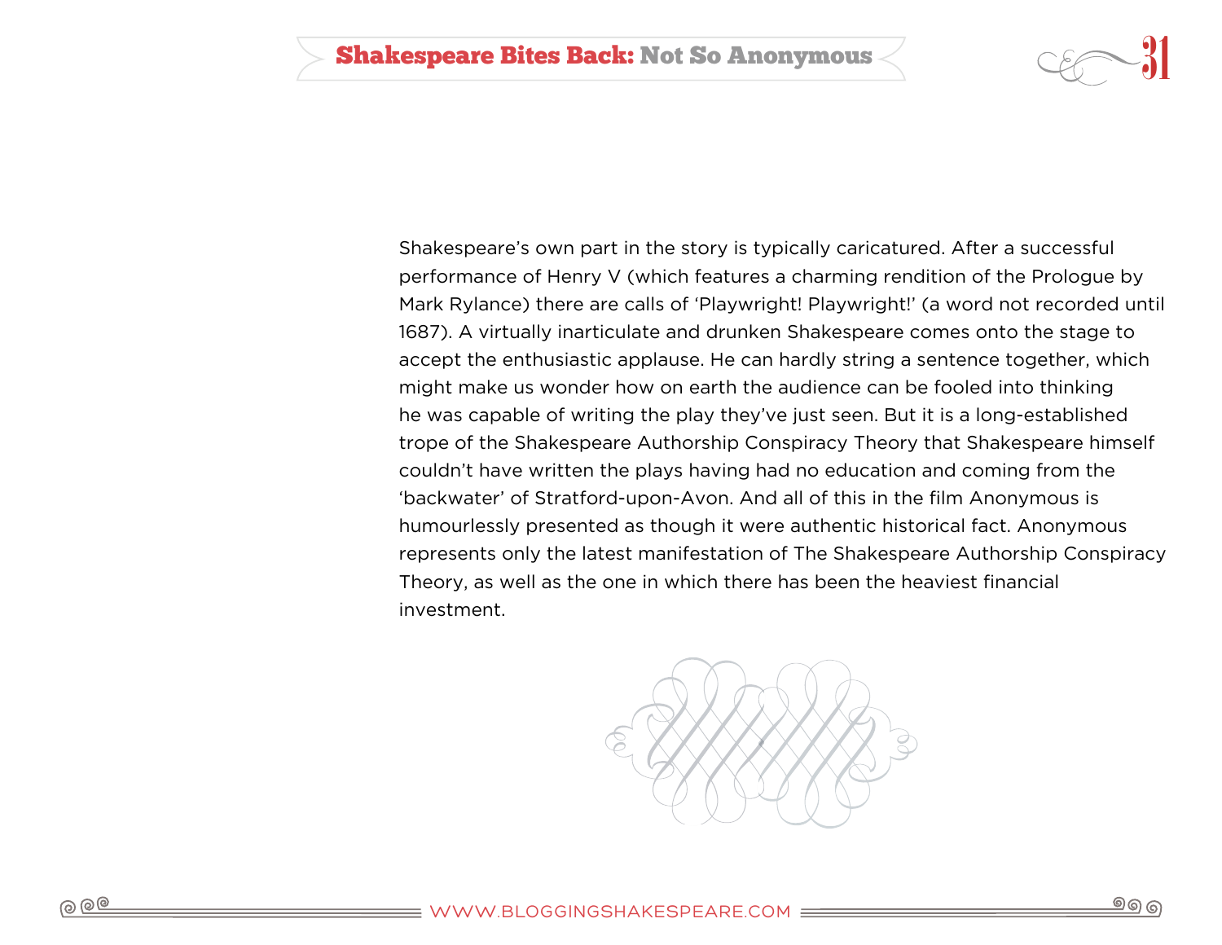Shakespeare's own part in the story is typically caricatured. After a successful performance of Henry V (which features a charming rendition of the Prologue by Mark Rylance) there are calls of 'Playwright! Playwright!' (a word not recorded until 1687). A virtually inarticulate and drunken Shakespeare comes onto the stage to accept the enthusiastic applause. He can hardly string a sentence together, which might make us wonder how on earth the audience can be fooled into thinking he was capable of writing the play they've just seen. But it is a long-established trope of the Shakespeare Authorship Conspiracy Theory that Shakespeare himself couldn't have written the plays having had no education and coming from the 'backwater' of Stratford-upon-Avon. And all of this in the film Anonymous is humourlessly presented as though it were authentic historical fact. Anonymous represents only the latest manifestation of The Shakespeare Authorship Conspiracy Theory, as well as the one in which there has been the heaviest financial investment.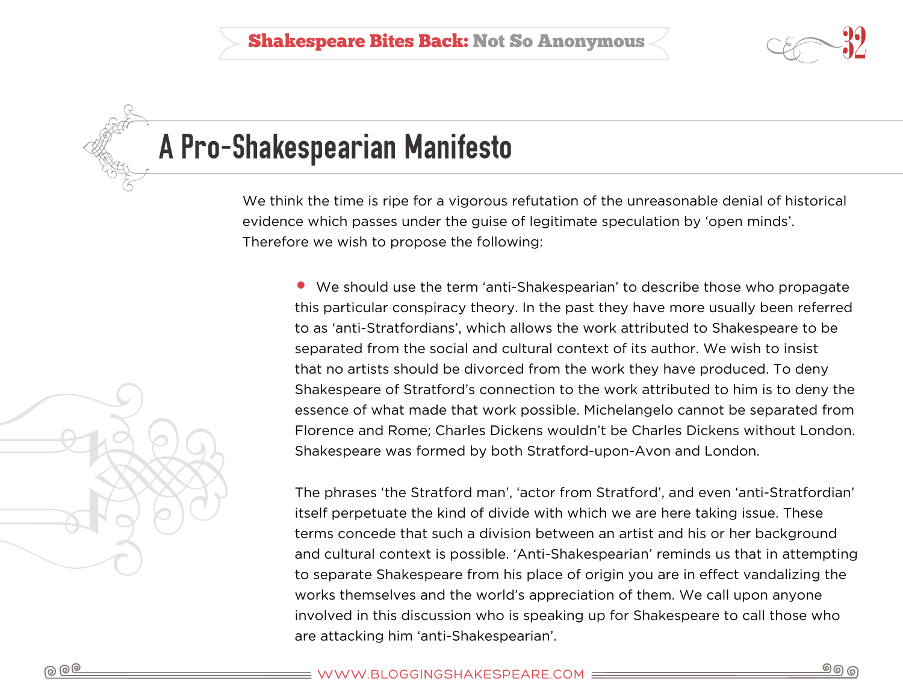# A Pro-Shakespearian Manifesto

We think the time is ripe for a vigorous refutation of the unreasonable denial of historical evidence which passes under the guise of legitimate speculation by 'open minds'. Therefore we wish to propose the following:

- We should use the term 'anti-Shakespearian' to describe those who propagate this particular conspiracy theory. In the past they have more usually been referred to as 'anti-Stratfordians', which allows the work attributed to Shakespeare to be separated from the social and cultural context of its author. We wish to insist that no artists should be divorced from the work they have produced. To deny Shakespeare of Stratford's connection to the work attributed to him is to deny the essence of what made that work possible. Michelangelo cannot be separated from Florence and Rome; Charles Dickens wouldn't be Charles Dickens without London. Shakespeare was formed by both Stratford-upon-Avon and London.

  The phrases 'the Stratford man', 'actor from Stratford', and even 'anti-Stratfordian' itself perpetuate the kind of divide with which we are here taking issue. These terms concede that such a division between an artist and his or her background and cultural context is possible. 'Anti-Shakespearian' reminds us that in attempting to separate Shakespeare from his place of origin you are in effect vandalizing the works themselves and the world's appreciation of them. We call upon anyone involved in this discussion who is speaking up for Shakespeare to call those who are attacking him 'anti-Shakespearian'.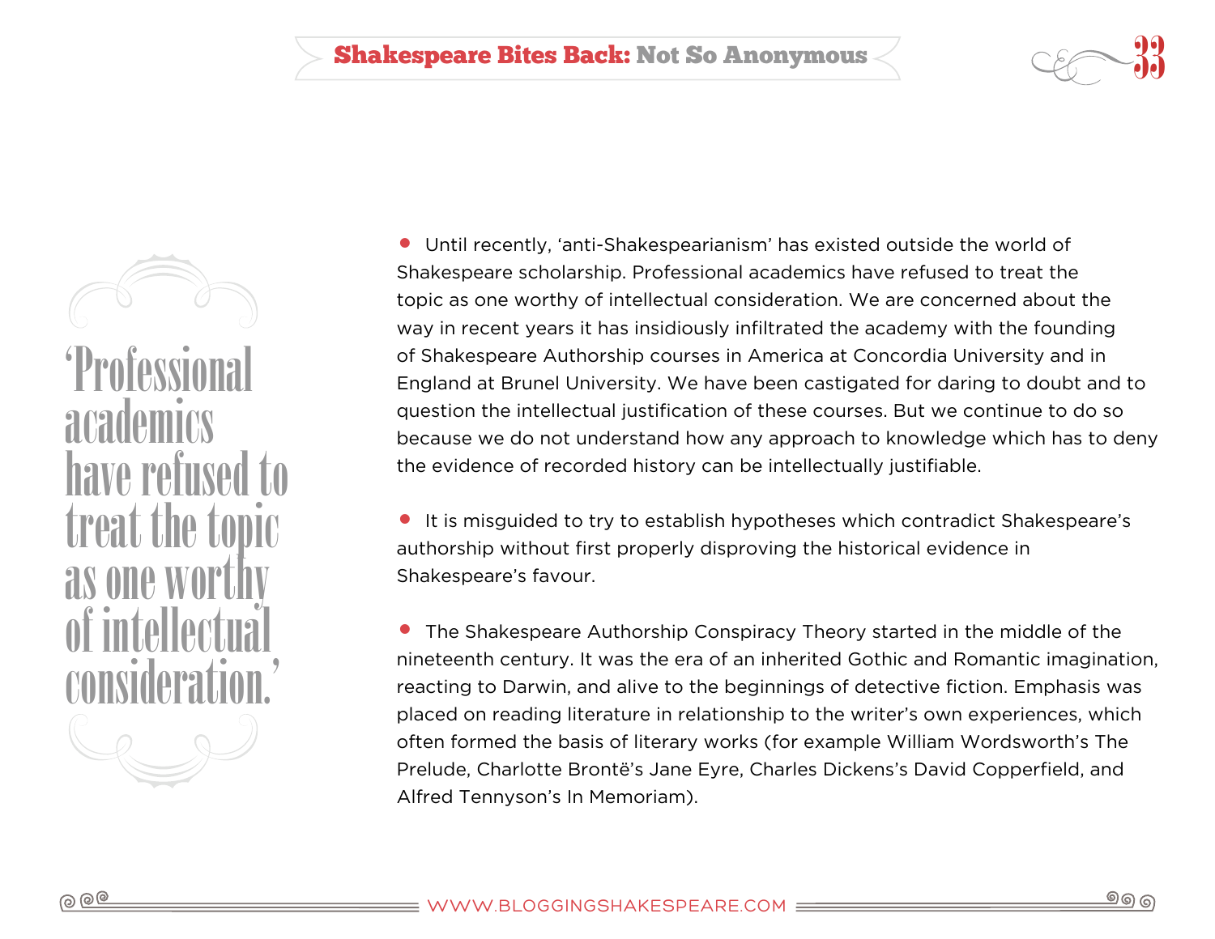> 'Professional academics have refused to treat the topic as one worthy of intellectual consideration.'

- Until recently, 'anti-Shakespearianism' has existed outside the world of Shakespeare scholarship. Professional academics have refused to treat the topic as one worthy of intellectual consideration. We are concerned about the way in recent years it has insidiously infiltrated the academy with the founding of Shakespeare Authorship courses in America at Concordia University and in England at Brunel University. We have been castigated for daring to doubt and to question the intellectual justification of these courses. But we continue to do so because we do not understand how any approach to knowledge which has to deny the evidence of recorded history can be intellectually justifiable.

- It is misguided to try to establish hypotheses which contradict Shakespeare's authorship without first properly disproving the historical evidence in Shakespeare's favour.

- The Shakespeare Authorship Conspiracy Theory started in the middle of the nineteenth century. It was the era of an inherited Gothic and Romantic imagination, reacting to Darwin, and alive to the beginnings of detective fiction. Emphasis was placed on reading literature in relationship to the writer's own experiences, which often formed the basis of literary works (for example William Wordsworth's The Prelude, Charlotte Brontë's Jane Eyre, Charles Dickens's David Copperfield, and Alfred Tennyson's In Memoriam).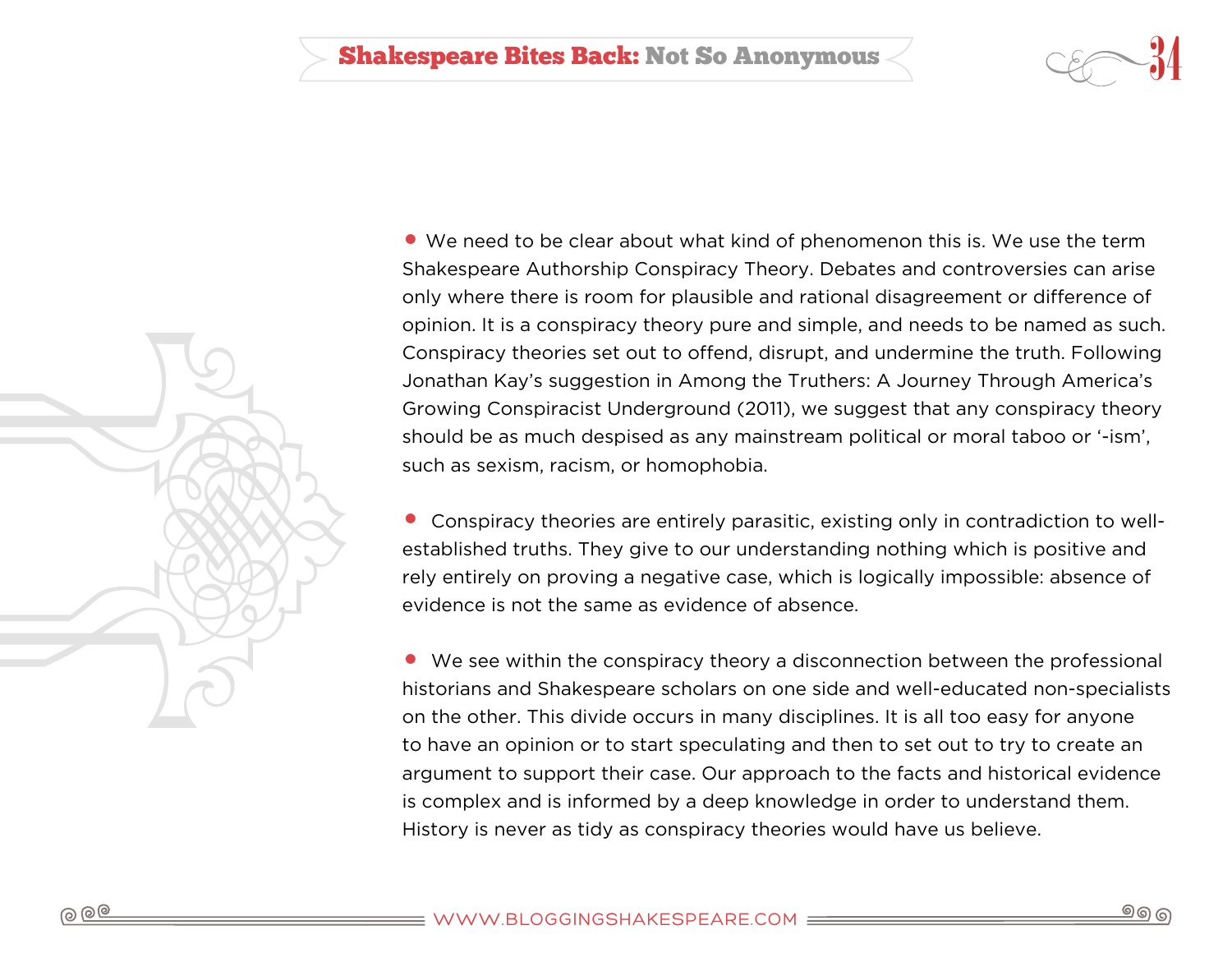- We need to be clear about what kind of phenomenon this is. We use the term Shakespeare Authorship Conspiracy Theory. Debates and controversies can arise only where there is room for plausible and rational disagreement or difference of opinion. It is a conspiracy theory pure and simple, and needs to be named as such. Conspiracy theories set out to offend, disrupt, and undermine the truth. Following Jonathan Kay's suggestion in Among the Truthers: A Journey Through America's Growing Conspiracist Underground (2011), we suggest that any conspiracy theory should be as much despised as any mainstream political or moral taboo or '-ism', such as sexism, racism, or homophobia.

- Conspiracy theories are entirely parasitic, existing only in contradiction to well-established truths. They give to our understanding nothing which is positive and rely entirely on proving a negative case, which is logically impossible: absence of evidence is not the same as evidence of absence.

- We see within the conspiracy theory a disconnection between the professional historians and Shakespeare scholars on one side and well-educated non-specialists on the other. This divide occurs in many disciplines. It is all too easy for anyone to have an opinion or to start speculating and then to set out to try to create an argument to support their case. Our approach to the facts and historical evidence is complex and is informed by a deep knowledge in order to understand them. History is never as tidy as conspiracy theories would have us believe.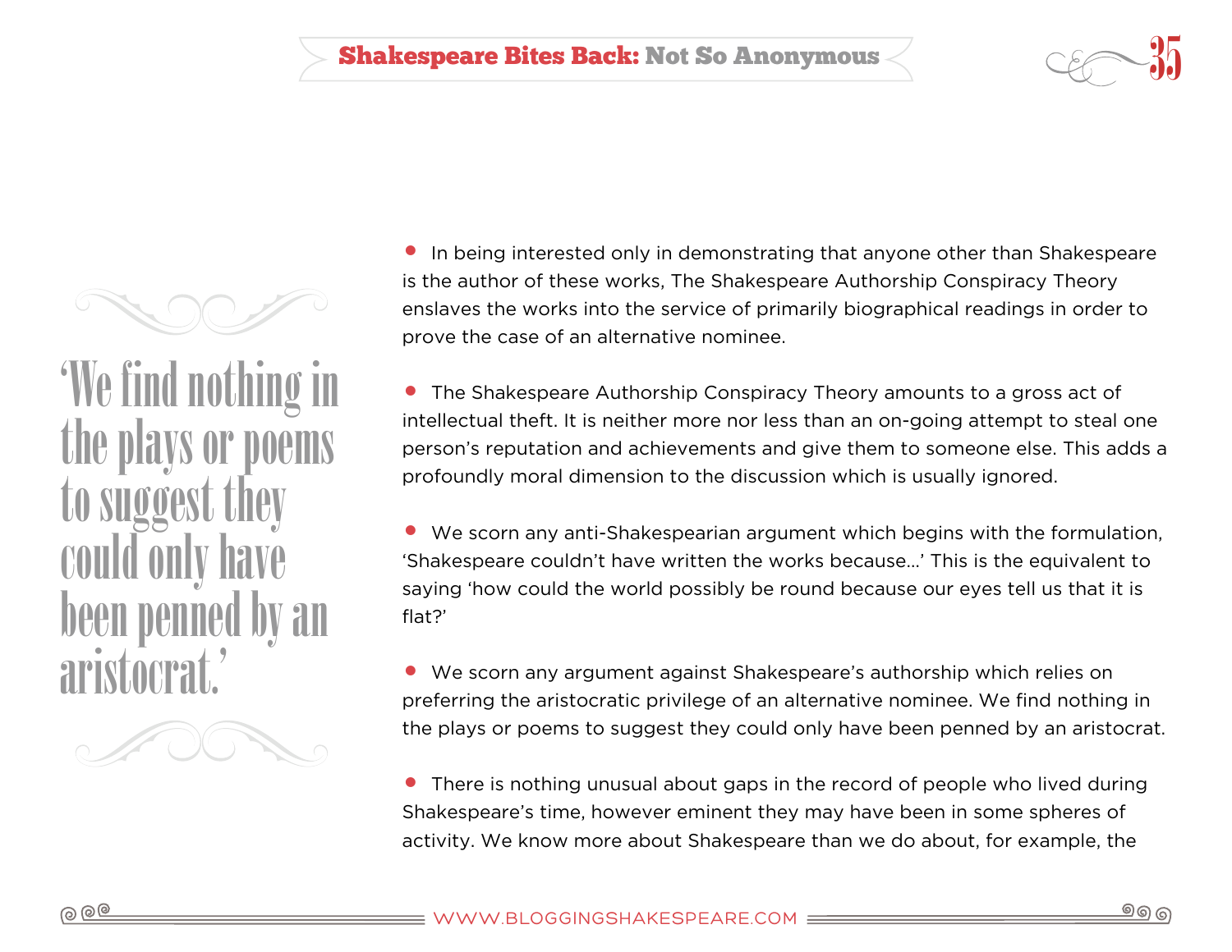> ‘We find nothing in the plays or poems to suggest they could only have been penned by an aristocrat.’

- In being interested only in demonstrating that anyone other than Shakespeare is the author of these works, The Shakespeare Authorship Conspiracy Theory enslaves the works into the service of primarily biographical readings in order to prove the case of an alternative nominee.

- The Shakespeare Authorship Conspiracy Theory amounts to a gross act of intellectual theft. It is neither more nor less than an on-going attempt to steal one person’s reputation and achievements and give them to someone else. This adds a profoundly moral dimension to the discussion which is usually ignored.

- We scorn any anti-Shakespearian argument which begins with the formulation, ‘Shakespeare couldn’t have written the works because…’ This is the equivalent to saying ‘how could the world possibly be round because our eyes tell us that it is flat?’

- We scorn any argument against Shakespeare’s authorship which relies on preferring the aristocratic privilege of an alternative nominee. We find nothing in the plays or poems to suggest they could only have been penned by an aristocrat.

- There is nothing unusual about gaps in the record of people who lived during Shakespeare’s time, however eminent they may have been in some spheres of activity. We know more about Shakespeare than we do about, for example, the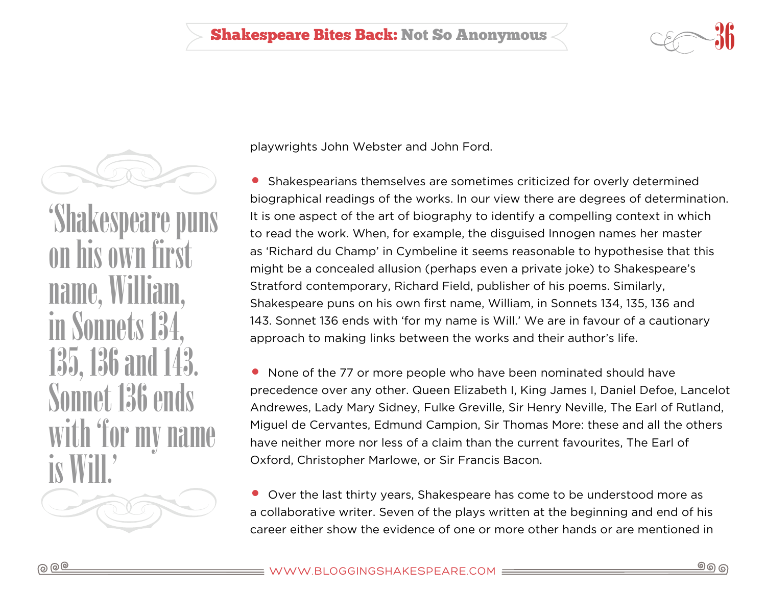playwrights John Webster and John Ford.

> 'Shakespeare puns on his own first name, William, in Sonnets 134, 135, 136 and 143. Sonnet 136 ends with 'for my name is Will.'

- Shakespearians themselves are sometimes criticized for overly determined biographical readings of the works. In our view there are degrees of determination. It is one aspect of the art of biography to identify a compelling context in which to read the work. When, for example, the disguised Innogen names her master as 'Richard du Champ' in Cymbeline it seems reasonable to hypothesise that this might be a concealed allusion (perhaps even a private joke) to Shakespeare's Stratford contemporary, Richard Field, publisher of his poems. Similarly, Shakespeare puns on his own first name, William, in Sonnets 134, 135, 136 and 143. Sonnet 136 ends with 'for my name is Will.' We are in favour of a cautionary approach to making links between the works and their author's life.

- None of the 77 or more people who have been nominated should have precedence over any other. Queen Elizabeth I, King James I, Daniel Defoe, Lancelot Andrewes, Lady Mary Sidney, Fulke Greville, Sir Henry Neville, The Earl of Rutland, Miguel de Cervantes, Edmund Campion, Sir Thomas More: these and all the others have neither more nor less of a claim than the current favourites, The Earl of Oxford, Christopher Marlowe, or Sir Francis Bacon.

- Over the last thirty years, Shakespeare has come to be understood more as a collaborative writer. Seven of the plays written at the beginning and end of his career either show the evidence of one or more other hands or are mentioned in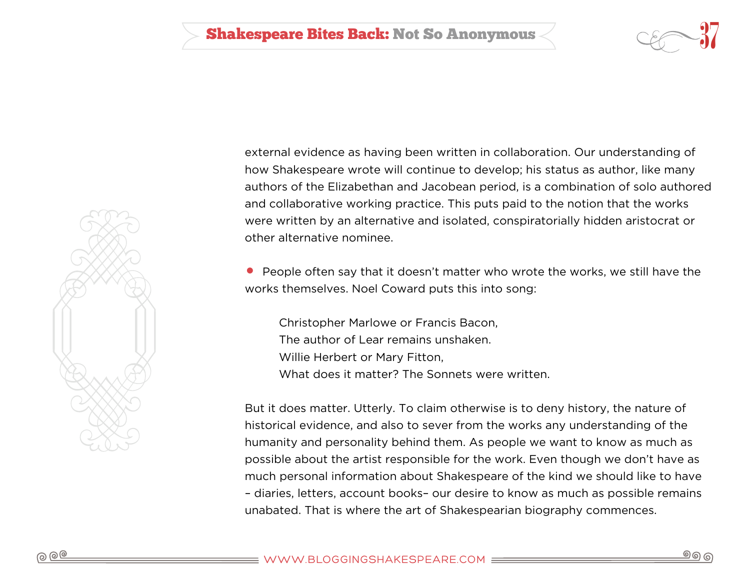external evidence as having been written in collaboration. Our understanding of how Shakespeare wrote will continue to develop; his status as author, like many authors of the Elizabethan and Jacobean period, is a combination of solo authored and collaborative working practice. This puts paid to the notion that the works were written by an alternative and isolated, conspiratorially hidden aristocrat or other alternative nominee.

- People often say that it doesn't matter who wrote the works, we still have the works themselves. Noel Coward puts this into song:

> Christopher Marlowe or Francis Bacon,
> The author of Lear remains unshaken.
> Willie Herbert or Mary Fitton,
> What does it matter? The Sonnets were written.

But it does matter. Utterly. To claim otherwise is to deny history, the nature of historical evidence, and also to sever from the works any understanding of the humanity and personality behind them. As people we want to know as much as possible about the artist responsible for the work. Even though we don't have as much personal information about Shakespeare of the kind we should like to have – diaries, letters, account books– our desire to know as much as possible remains unabated. That is where the art of Shakespearian biography commences.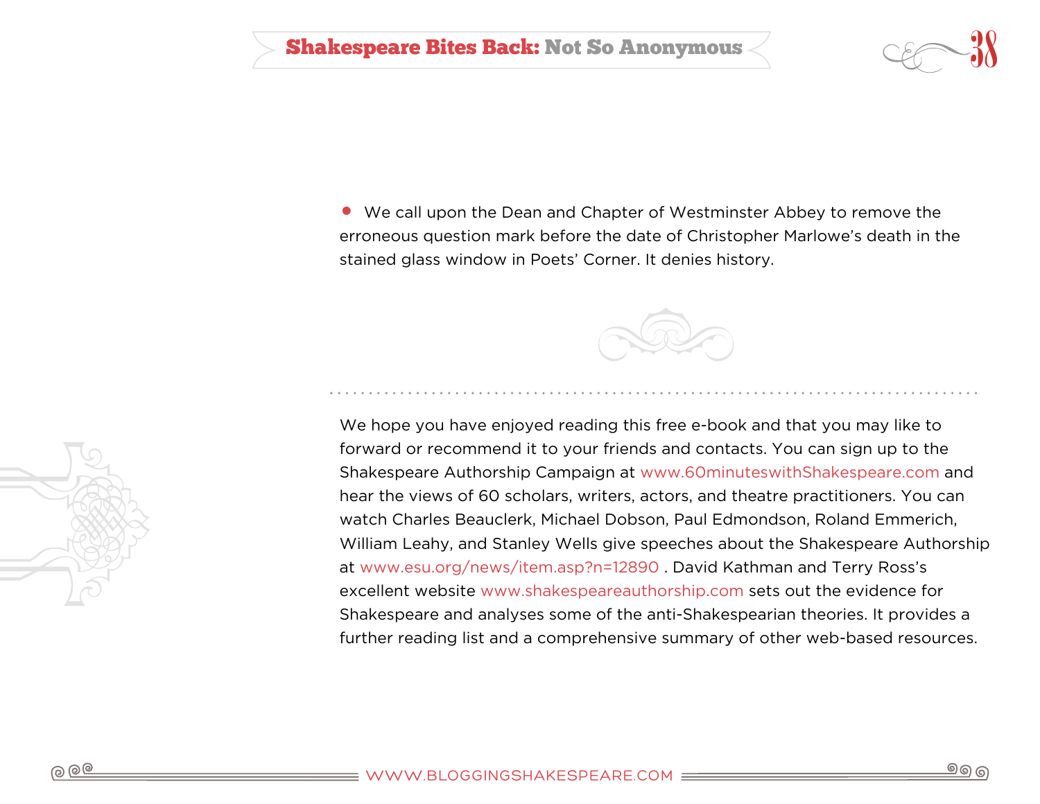- We call upon the Dean and Chapter of Westminster Abbey to remove the erroneous question mark before the date of Christopher Marlowe's death in the stained glass window in Poets' Corner. It denies history.

---

We hope you have enjoyed reading this free e-book and that you may like to forward or recommend it to your friends and contacts. You can sign up to the Shakespeare Authorship Campaign at www.60minuteswithShakespeare.com and hear the views of 60 scholars, writers, actors, and theatre practitioners. You can watch Charles Beauclerk, Michael Dobson, Paul Edmondson, Roland Emmerich, William Leahy, and Stanley Wells give speeches about the Shakespeare Authorship at www.esu.org/news/item.asp?n=12890 . David Kathman and Terry Ross's excellent website www.shakespeareauthorship.com sets out the evidence for Shakespeare and analyses some of the anti-Shakespearian theories. It provides a further reading list and a comprehensive summary of other web-based resources.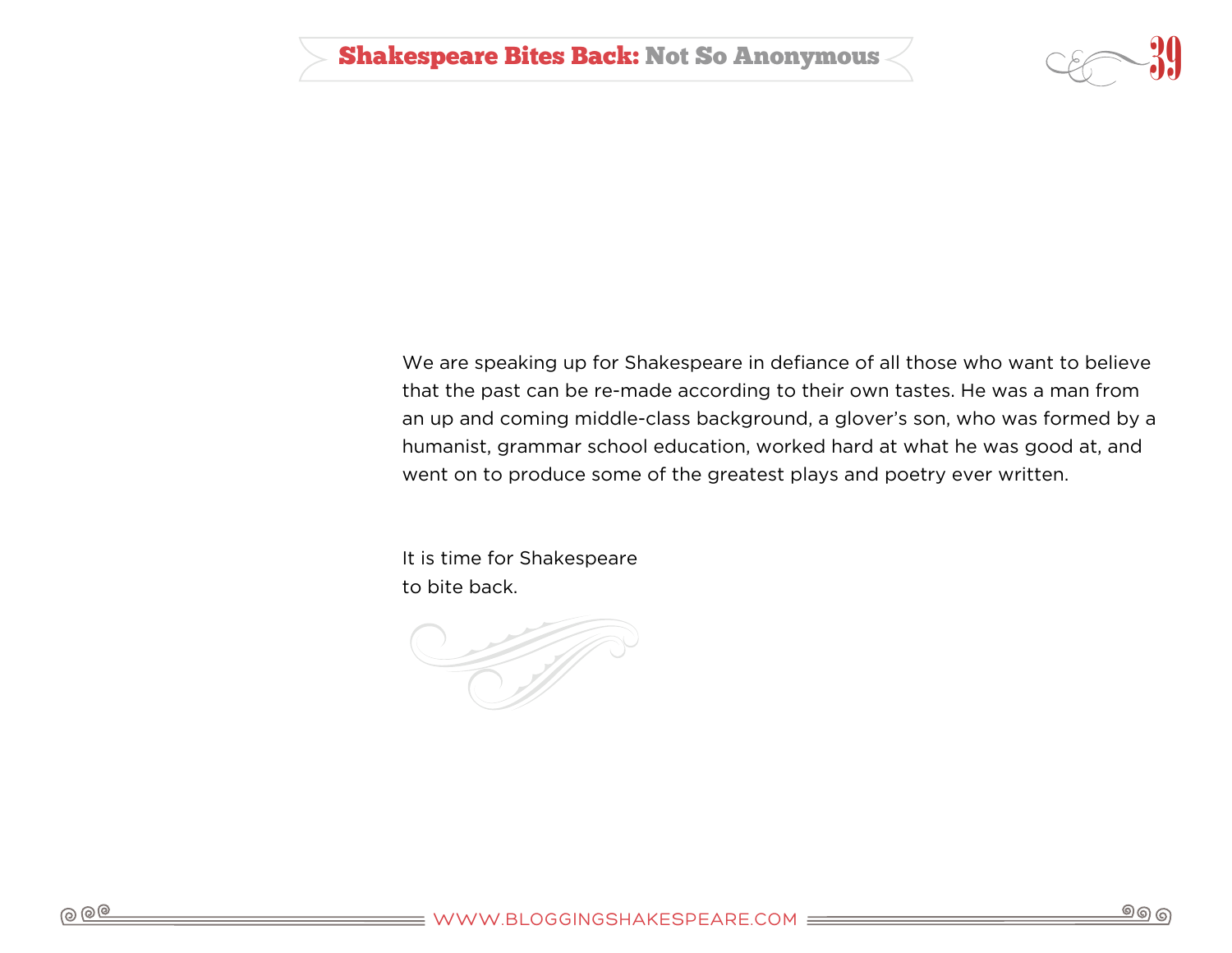We are speaking up for Shakespeare in defiance of all those who want to believe that the past can be re-made according to their own tastes. He was a man from an up and coming middle-class background, a glover's son, who was formed by a humanist, grammar school education, worked hard at what he was good at, and went on to produce some of the greatest plays and poetry ever written.

It is time for Shakespeare
to bite back.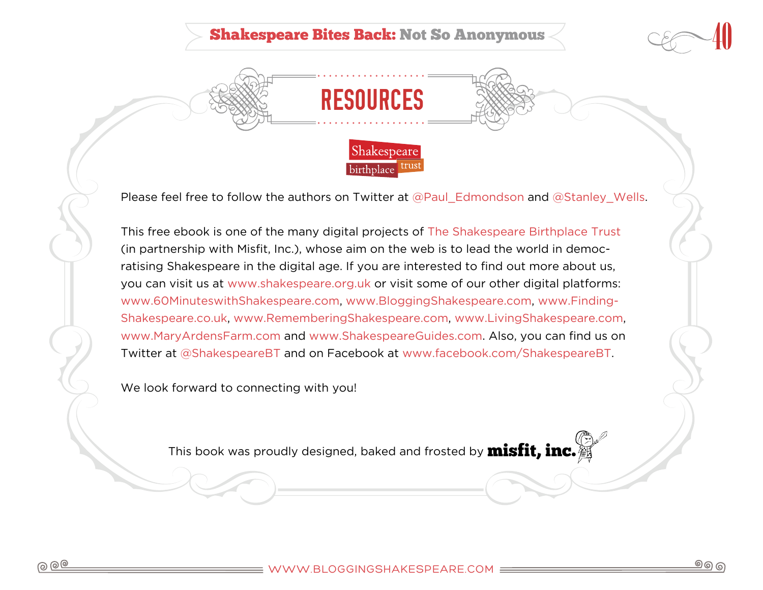# RESOURCES

Shakespeare birthplace trust

Please feel free to follow the authors on Twitter at @Paul_Edmondson and @Stanley_Wells.

This free ebook is one of the many digital projects of The Shakespeare Birthplace Trust (in partnership with Misfit, Inc.), whose aim on the web is to lead the world in democratising Shakespeare in the digital age. If you are interested to find out more about us, you can visit us at www.shakespeare.org.uk or visit some of our other digital platforms: www.60MinuteswithShakespeare.com, www.BloggingShakespeare.com, www.Finding-Shakespeare.co.uk, www.RememberingShakespeare.com, www.LivingShakespeare.com, www.MaryArdensFarm.com and www.ShakespeareGuides.com. Also, you can find us on Twitter at @ShakespeareBT and on Facebook at www.facebook.com/ShakespeareBT.

We look forward to connecting with you!

This book was proudly designed, baked and frosted by **misfit, inc.**